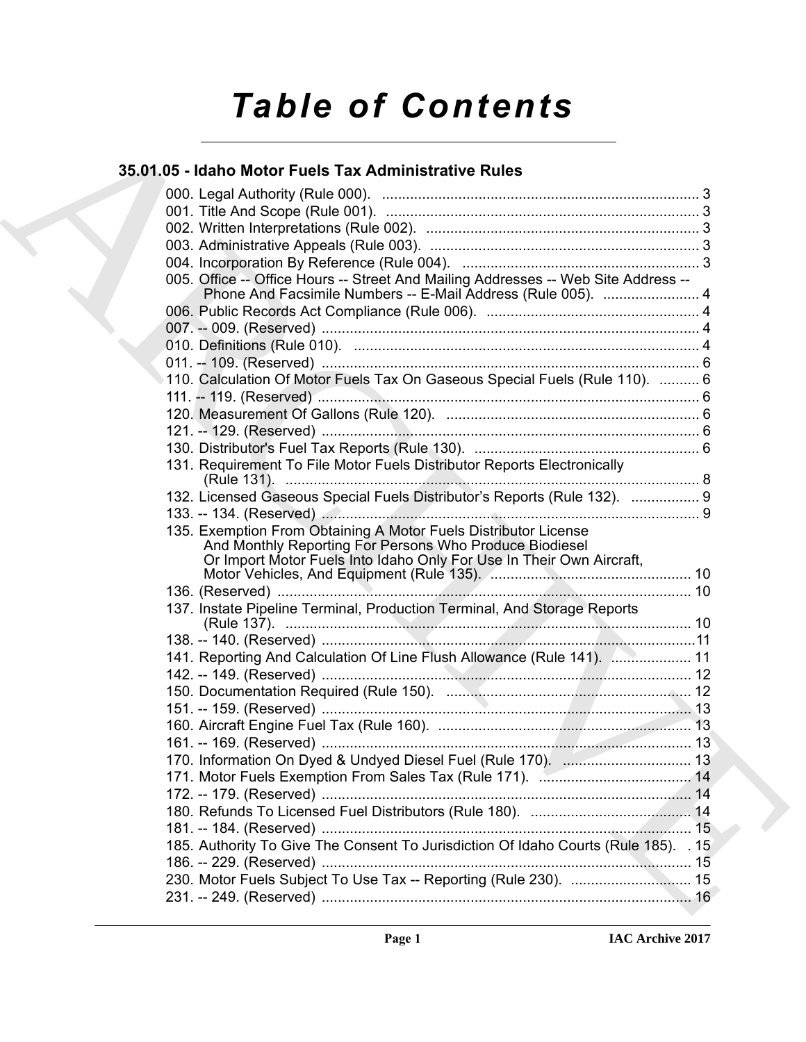# Table of Contents

## 35.01.05 - Idaho Motor Fuels Tax Administrative Rules

000. Legal Authority (Rule 000). ............................................................................... 3
001. Title And Scope (Rule 001). .............................................................................. 3
002. Written Interpretations (Rule 002). .................................................................... 3
003. Administrative Appeals (Rule 003). ................................................................... 3
004. Incorporation By Reference (Rule 004). ........................................................... 3
005. Office -- Office Hours -- Street And Mailing Addresses -- Web Site Address -- Phone And Facsimile Numbers -- E-Mail Address (Rule 005). ........................ 4
006. Public Records Act Compliance (Rule 006). ..................................................... 4
007. -- 009. (Reserved) .............................................................................................. 4
010. Definitions (Rule 010). ...................................................................................... 4
011. -- 109. (Reserved) .............................................................................................. 6
110. Calculation Of Motor Fuels Tax On Gaseous Special Fuels (Rule 110). .......... 6
111. -- 119. (Reserved) .............................................................................................. 6
120. Measurement Of Gallons (Rule 120). ................................................................ 6
121. -- 129. (Reserved) .............................................................................................. 6
130. Distributor's Fuel Tax Reports (Rule 130). ........................................................ 6
131. Requirement To File Motor Fuels Distributor Reports Electronically (Rule 131). ...................................................................................................... 8
132. Licensed Gaseous Special Fuels Distributor's Reports (Rule 132). ................. 9
133. -- 134. (Reserved) .............................................................................................. 9
135. Exemption From Obtaining A Motor Fuels Distributor License And Monthly Reporting For Persons Who Produce Biodiesel Or Import Motor Fuels Into Idaho Only For Use In Their Own Aircraft, Motor Vehicles, And Equipment (Rule 135). ................................................. 10
136. (Reserved) ...................................................................................................... 10
137. Instate Pipeline Terminal, Production Terminal, And Storage Reports (Rule 137). .................................................................................................... 10
138. -- 140. (Reserved) .............................................................................................11
141. Reporting And Calculation Of Line Flush Allowance (Rule 141). .................... 11
142. -- 149. (Reserved) ............................................................................................ 12
150. Documentation Required (Rule 150). ............................................................. 12
151. -- 159. (Reserved) ............................................................................................ 13
160. Aircraft Engine Fuel Tax (Rule 160). ............................................................... 13
161. -- 169. (Reserved) ............................................................................................ 13
170. Information On Dyed & Undyed Diesel Fuel (Rule 170). ................................ 13
171. Motor Fuels Exemption From Sales Tax (Rule 171). ...................................... 14
172. -- 179. (Reserved) ............................................................................................ 14
180. Refunds To Licensed Fuel Distributors (Rule 180). ........................................ 14
181. -- 184. (Reserved) ............................................................................................ 15
185. Authority To Give The Consent To Jurisdiction Of Idaho Courts (Rule 185). . 15
186. -- 229. (Reserved) ............................................................................................ 15
230. Motor Fuels Subject To Use Tax -- Reporting (Rule 230). .............................. 15
231. -- 249. (Reserved) ............................................................................................ 16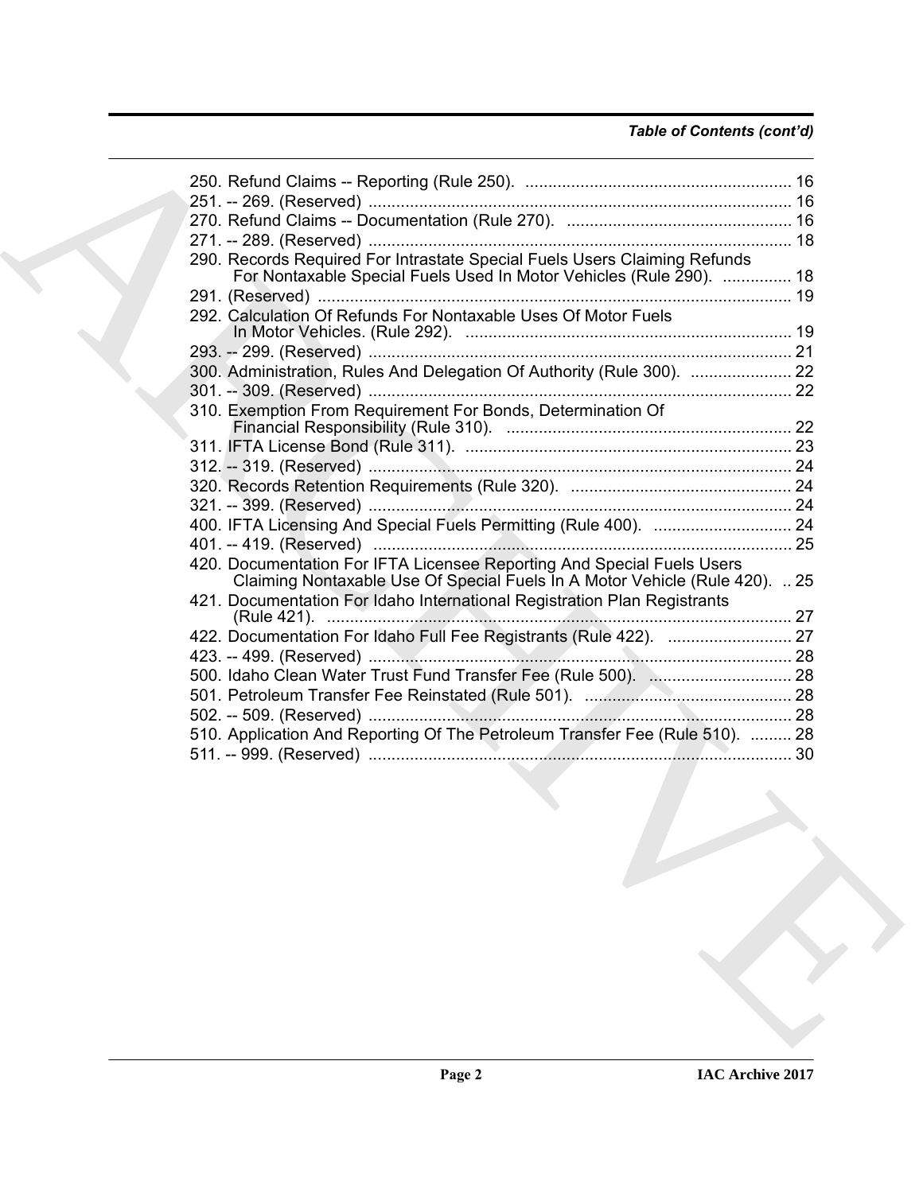*Table of Contents (cont'd)*

250. Refund Claims -- Reporting (Rule 250). .......................................................... 16
251. -- 269. (Reserved) ............................................................................................ 16
270. Refund Claims -- Documentation (Rule 270). ................................................. 16
271. -- 289. (Reserved) ............................................................................................ 18
290. Records Required For Intrastate Special Fuels Users Claiming Refunds For Nontaxable Special Fuels Used In Motor Vehicles (Rule 290). ............... 18
291. (Reserved) ........................................................................................................ 19
292. Calculation Of Refunds For Nontaxable Uses Of Motor Fuels In Motor Vehicles. (Rule 292). ....................................................................... 19
293. -- 299. (Reserved) ............................................................................................ 21
300. Administration, Rules And Delegation Of Authority (Rule 300). ...................... 22
301. -- 309. (Reserved) ............................................................................................ 22
310. Exemption From Requirement For Bonds, Determination Of Financial Responsibility (Rule 310). .............................................................. 22
311. IFTA License Bond (Rule 311). ....................................................................... 23
312. -- 319. (Reserved) ............................................................................................ 24
320. Records Retention Requirements (Rule 320). ................................................ 24
321. -- 399. (Reserved) ............................................................................................ 24
400. IFTA Licensing And Special Fuels Permitting (Rule 400). .............................. 24
401. -- 419. (Reserved) ........................................................................................... 25
420. Documentation For IFTA Licensee Reporting And Special Fuels Users Claiming Nontaxable Use Of Special Fuels In A Motor Vehicle (Rule 420). .. 25
421. Documentation For Idaho International Registration Plan Registrants (Rule 421). ..................................................................................................... 27
422. Documentation For Idaho Full Fee Registrants (Rule 422). ........................... 27
423. -- 499. (Reserved) ............................................................................................ 28
500. Idaho Clean Water Trust Fund Transfer Fee (Rule 500). ............................... 28
501. Petroleum Transfer Fee Reinstated (Rule 501). ............................................. 28
502. -- 509. (Reserved) ............................................................................................ 28
510. Application And Reporting Of The Petroleum Transfer Fee (Rule 510). ......... 28
511. -- 999. (Reserved) ............................................................................................ 30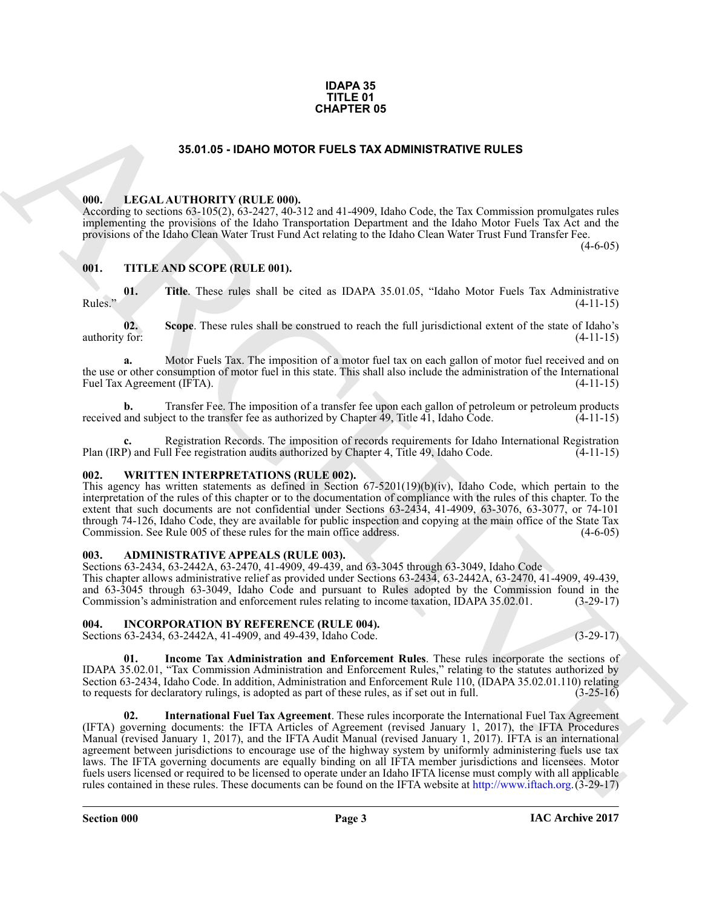# IDAPA 35
# TITLE 01
# CHAPTER 05

## 35.01.05 - IDAHO MOTOR FUELS TAX ADMINISTRATIVE RULES

### 000. LEGAL AUTHORITY (RULE 000).

According to sections 63-105(2), 63-2427, 40-312 and 41-4909, Idaho Code, the Tax Commission promulgates rules implementing the provisions of the Idaho Transportation Department and the Idaho Motor Fuels Tax Act and the provisions of the Idaho Clean Water Trust Fund Act relating to the Idaho Clean Water Trust Fund Transfer Fee. (4-6-05)

### 001. TITLE AND SCOPE (RULE 001).

**01. Title**. These rules shall be cited as IDAPA 35.01.05, "Idaho Motor Fuels Tax Administrative Rules." (4-11-15)

**02. Scope**. These rules shall be construed to reach the full jurisdictional extent of the state of Idaho's authority for: (4-11-15)

**a.** Motor Fuels Tax. The imposition of a motor fuel tax on each gallon of motor fuel received and on the use or other consumption of motor fuel in this state. This shall also include the administration of the International Fuel Tax Agreement (IFTA). (4-11-15)

**b.** Transfer Fee. The imposition of a transfer fee upon each gallon of petroleum or petroleum products received and subject to the transfer fee as authorized by Chapter 49, Title 41, Idaho Code. (4-11-15)

**c.** Registration Records. The imposition of records requirements for Idaho International Registration Plan (IRP) and Full Fee registration audits authorized by Chapter 4, Title 49, Idaho Code. (4-11-15)

### 002. WRITTEN INTERPRETATIONS (RULE 002).

This agency has written statements as defined in Section 67-5201(19)(b)(iv), Idaho Code, which pertain to the interpretation of the rules of this chapter or to the documentation of compliance with the rules of this chapter. To the extent that such documents are not confidential under Sections 63-2434, 41-4909, 63-3076, 63-3077, or 74-101 through 74-126, Idaho Code, they are available for public inspection and copying at the main office of the State Tax Commission. See Rule 005 of these rules for the main office address. (4-6-05)

### 003. ADMINISTRATIVE APPEALS (RULE 003).

Sections 63-2434, 63-2442A, 63-2470, 41-4909, 49-439, and 63-3045 through 63-3049, Idaho Code
This chapter allows administrative relief as provided under Sections 63-2434, 63-2442A, 63-2470, 41-4909, 49-439, and 63-3045 through 63-3049, Idaho Code and pursuant to Rules adopted by the Commission found in the Commission's administration and enforcement rules relating to income taxation, IDAPA 35.02.01. (3-29-17)

### 004. INCORPORATION BY REFERENCE (RULE 004).

Sections 63-2434, 63-2442A, 41-4909, and 49-439, Idaho Code. (3-29-17)

**01. Income Tax Administration and Enforcement Rules**. These rules incorporate the sections of IDAPA 35.02.01, "Tax Commission Administration and Enforcement Rules," relating to the statutes authorized by Section 63-2434, Idaho Code. In addition, Administration and Enforcement Rule 110, (IDAPA 35.02.01.110) relating to requests for declaratory rulings, is adopted as part of these rules, as if set out in full. (3-25-16)

**02. International Fuel Tax Agreement**. These rules incorporate the International Fuel Tax Agreement (IFTA) governing documents: the IFTA Articles of Agreement (revised January 1, 2017), the IFTA Procedures Manual (revised January 1, 2017), and the IFTA Audit Manual (revised January 1, 2017). IFTA is an international agreement between jurisdictions to encourage use of the highway system by uniformly administering fuels use tax laws. The IFTA governing documents are equally binding on all IFTA member jurisdictions and licensees. Motor fuels users licensed or required to be licensed to operate under an Idaho IFTA license must comply with all applicable rules contained in these rules. These documents can be found on the IFTA website at http://www.iftach.org. (3-29-17)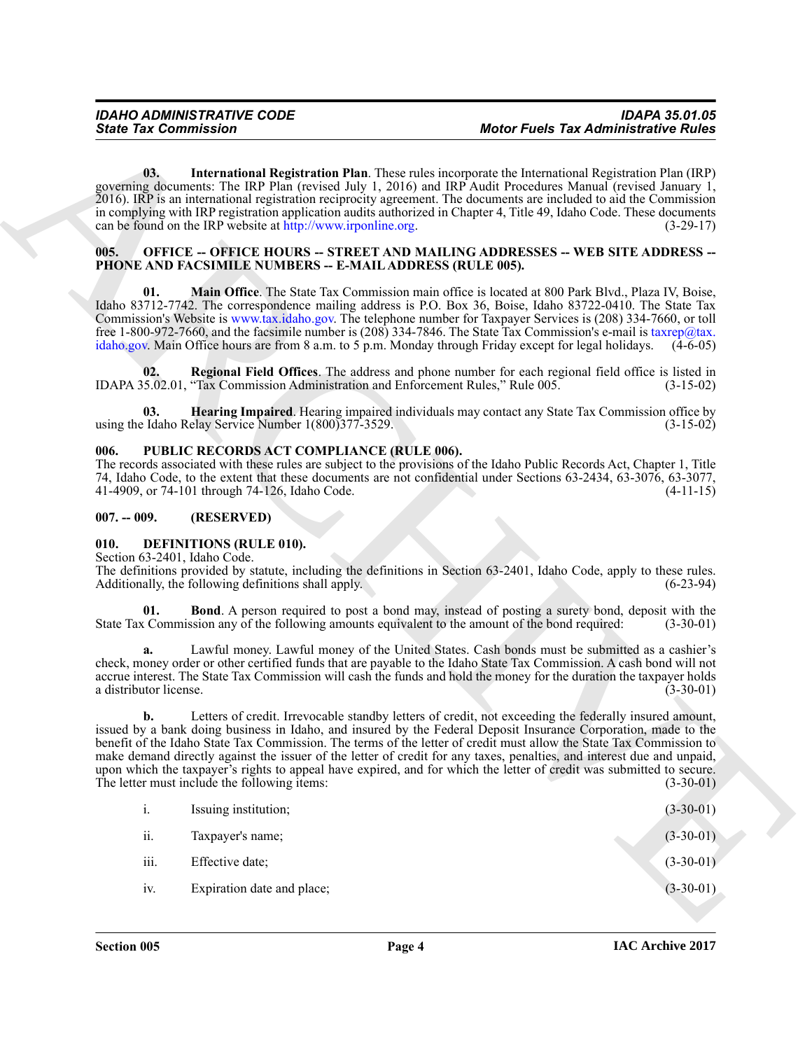**03. International Registration Plan**. These rules incorporate the International Registration Plan (IRP) governing documents: The IRP Plan (revised July 1, 2016) and IRP Audit Procedures Manual (revised January 1, 2016). IRP is an international registration reciprocity agreement. The documents are included to aid the Commission in complying with IRP registration application audits authorized in Chapter 4, Title 49, Idaho Code. These documents can be found on the IRP website at http://www.irponline.org. (3-29-17)

## 005. OFFICE -- OFFICE HOURS -- STREET AND MAILING ADDRESSES -- WEB SITE ADDRESS -- PHONE AND FACSIMILE NUMBERS -- E-MAIL ADDRESS (RULE 005).

**01. Main Office**. The State Tax Commission main office is located at 800 Park Blvd., Plaza IV, Boise, Idaho 83712-7742. The correspondence mailing address is P.O. Box 36, Boise, Idaho 83722-0410. The State Tax Commission's Website is www.tax.idaho.gov. The telephone number for Taxpayer Services is (208) 334-7660, or toll free 1-800-972-7660, and the facsimile number is (208) 334-7846. The State Tax Commission's e-mail is taxrep@tax.idaho.gov. Main Office hours are from 8 a.m. to 5 p.m. Monday through Friday except for legal holidays. (4-6-05)

**02. Regional Field Offices**. The address and phone number for each regional field office is listed in IDAPA 35.02.01, "Tax Commission Administration and Enforcement Rules," Rule 005. (3-15-02)

**03. Hearing Impaired**. Hearing impaired individuals may contact any State Tax Commission office by using the Idaho Relay Service Number 1(800)377-3529. (3-15-02)

## 006. PUBLIC RECORDS ACT COMPLIANCE (RULE 006).

The records associated with these rules are subject to the provisions of the Idaho Public Records Act, Chapter 1, Title 74, Idaho Code, to the extent that these documents are not confidential under Sections 63-2434, 63-3076, 63-3077, 41-4909, or 74-101 through 74-126, Idaho Code. (4-11-15)

## 007. -- 009. (RESERVED)

## 010. DEFINITIONS (RULE 010).

Section 63-2401, Idaho Code.

The definitions provided by statute, including the definitions in Section 63-2401, Idaho Code, apply to these rules. Additionally, the following definitions shall apply. (6-23-94)

**01. Bond**. A person required to post a bond may, instead of posting a surety bond, deposit with the State Tax Commission any of the following amounts equivalent to the amount of the bond required: (3-30-01)

**a.** Lawful money. Lawful money of the United States. Cash bonds must be submitted as a cashier's check, money order or other certified funds that are payable to the Idaho State Tax Commission. A cash bond will not accrue interest. The State Tax Commission will cash the funds and hold the money for the duration the taxpayer holds a distributor license. (3-30-01)

**b.** Letters of credit. Irrevocable standby letters of credit, not exceeding the federally insured amount, issued by a bank doing business in Idaho, and insured by the Federal Deposit Insurance Corporation, made to the benefit of the Idaho State Tax Commission. The terms of the letter of credit must allow the State Tax Commission to make demand directly against the issuer of the letter of credit for any taxes, penalties, and interest due and unpaid, upon which the taxpayer's rights to appeal have expired, and for which the letter of credit was submitted to secure. The letter must include the following items: (3-30-01)

i. Issuing institution; (3-30-01)

ii. Taxpayer's name; (3-30-01)

iii. Effective date; (3-30-01)

iv. Expiration date and place; (3-30-01)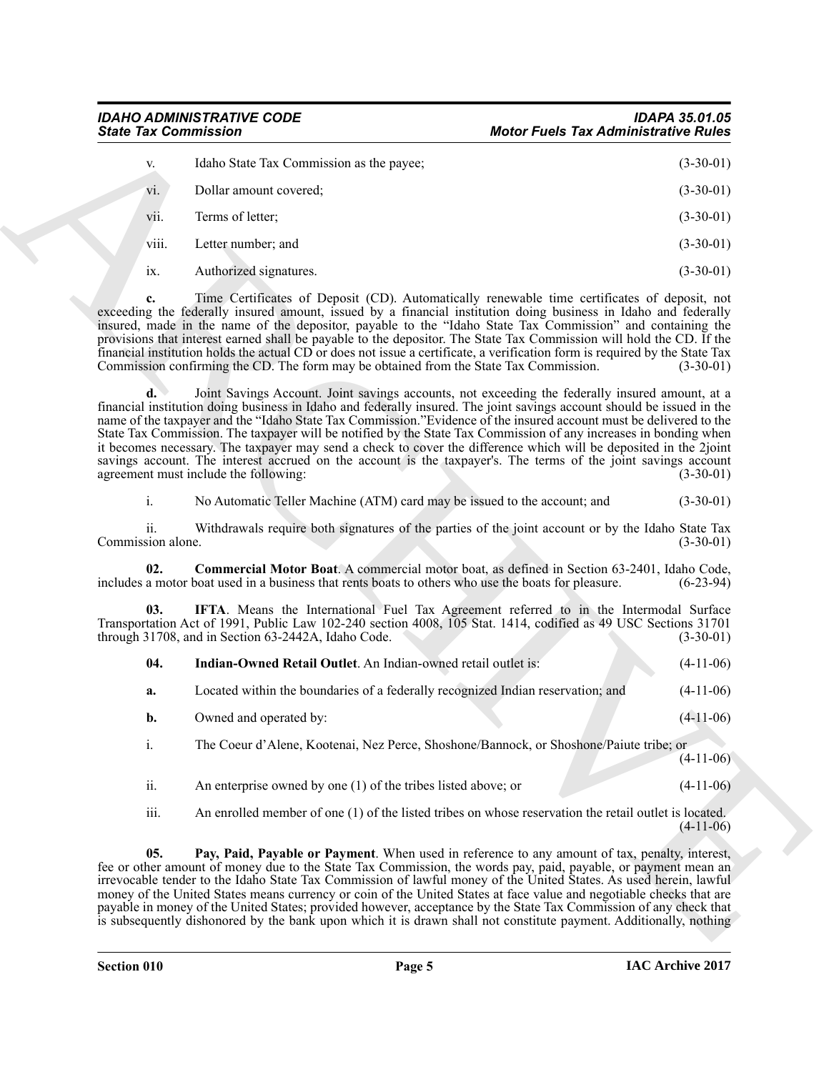v. Idaho State Tax Commission as the payee; (3-30-01)

vi. Dollar amount covered; (3-30-01)

vii. Terms of letter; (3-30-01)

viii. Letter number; and (3-30-01)

ix. Authorized signatures. (3-30-01)

**c.** Time Certificates of Deposit (CD). Automatically renewable time certificates of deposit, not exceeding the federally insured amount, issued by a financial institution doing business in Idaho and federally insured, made in the name of the depositor, payable to the "Idaho State Tax Commission" and containing the provisions that interest earned shall be payable to the depositor. The State Tax Commission will hold the CD. If the financial institution holds the actual CD or does not issue a certificate, a verification form is required by the State Tax Commission confirming the CD. The form may be obtained from the State Tax Commission. (3-30-01)

**d.** Joint Savings Account. Joint savings accounts, not exceeding the federally insured amount, at a financial institution doing business in Idaho and federally insured. The joint savings account should be issued in the name of the taxpayer and the "Idaho State Tax Commission."Evidence of the insured account must be delivered to the State Tax Commission. The taxpayer will be notified by the State Tax Commission of any increases in bonding when it becomes necessary. The taxpayer may send a check to cover the difference which will be deposited in the 2joint savings account. The interest accrued on the account is the taxpayer's. The terms of the joint savings account agreement must include the following: (3-30-01)

i. No Automatic Teller Machine (ATM) card may be issued to the account; and (3-30-01)

ii. Withdrawals require both signatures of the parties of the joint account or by the Idaho State Tax Commission alone. (3-30-01)

**02. Commercial Motor Boat**. A commercial motor boat, as defined in Section 63-2401, Idaho Code, includes a motor boat used in a business that rents boats to others who use the boats for pleasure. (6-23-94)

**03. IFTA**. Means the International Fuel Tax Agreement referred to in the Intermodal Surface Transportation Act of 1991, Public Law 102-240 section 4008, 105 Stat. 1414, codified as 49 USC Sections 31701 through 31708, and in Section 63-2442A, Idaho Code. (3-30-01)

**04. Indian-Owned Retail Outlet**. An Indian-owned retail outlet is: (4-11-06)

**a.** Located within the boundaries of a federally recognized Indian reservation; and (4-11-06)

**b.** Owned and operated by: (4-11-06)

i. The Coeur d'Alene, Kootenai, Nez Perce, Shoshone/Bannock, or Shoshone/Paiute tribe; or (4-11-06)

ii. An enterprise owned by one (1) of the tribes listed above; or (4-11-06)

iii. An enrolled member of one (1) of the listed tribes on whose reservation the retail outlet is located. (4-11-06)

**05. Pay, Paid, Payable or Payment**. When used in reference to any amount of tax, penalty, interest, fee or other amount of money due to the State Tax Commission, the words pay, paid, payable, or payment mean an irrevocable tender to the Idaho State Tax Commission of lawful money of the United States. As used herein, lawful money of the United States means currency or coin of the United States at face value and negotiable checks that are payable in money of the United States; provided however, acceptance by the State Tax Commission of any check that is subsequently dishonored by the bank upon which it is drawn shall not constitute payment. Additionally, nothing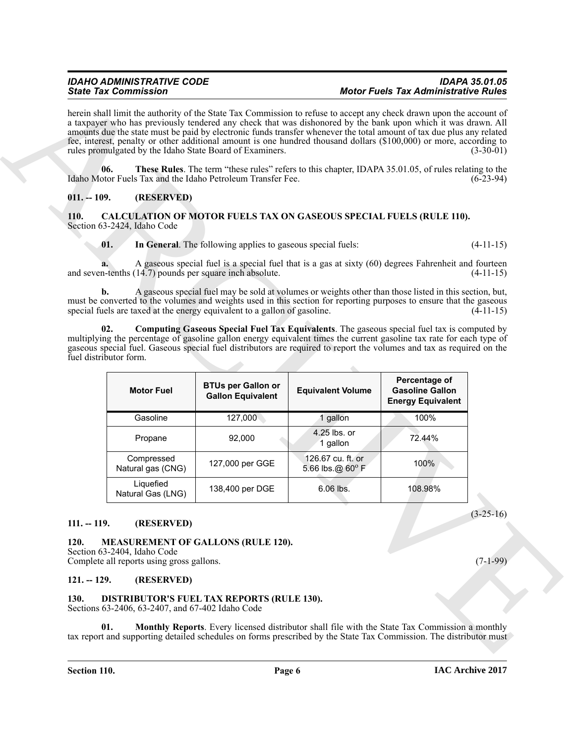herein shall limit the authority of the State Tax Commission to refuse to accept any check drawn upon the account of a taxpayer who has previously tendered any check that was dishonored by the bank upon which it was drawn. All amounts due the state must be paid by electronic funds transfer whenever the total amount of tax due plus any related fee, interest, penalty or other additional amount is one hundred thousand dollars ($100,000) or more, according to rules promulgated by the Idaho State Board of Examiners. (3-30-01)

**06. These Rules**. The term "these rules" refers to this chapter, IDAPA 35.01.05, of rules relating to the Idaho Motor Fuels Tax and the Idaho Petroleum Transfer Fee. (6-23-94)

## 011. -- 109. (RESERVED)

## 110. CALCULATION OF MOTOR FUELS TAX ON GASEOUS SPECIAL FUELS (RULE 110).

Section 63-2424, Idaho Code

**01. In General**. The following applies to gaseous special fuels: (4-11-15)

**a.** A gaseous special fuel is a special fuel that is a gas at sixty (60) degrees Fahrenheit and fourteen and seven-tenths (14.7) pounds per square inch absolute. (4-11-15)

**b.** A gaseous special fuel may be sold at volumes or weights other than those listed in this section, but, must be converted to the volumes and weights used in this section for reporting purposes to ensure that the gaseous special fuels are taxed at the energy equivalent to a gallon of gasoline. (4-11-15)

**02. Computing Gaseous Special Fuel Tax Equivalents**. The gaseous special fuel tax is computed by multiplying the percentage of gasoline gallon energy equivalent times the current gasoline tax rate for each type of gaseous special fuel. Gaseous special fuel distributors are required to report the volumes and tax as required on the fuel distributor form.

| Motor Fuel | BTUs per Gallon or Gallon Equivalent | Equivalent Volume | Percentage of Gasoline Gallon Energy Equivalent |
|---|---|---|---|
| Gasoline | 127,000 | 1 gallon | 100% |
| Propane | 92,000 | 4.25 lbs. or 1 gallon | 72.44% |
| Compressed Natural gas (CNG) | 127,000 per GGE | 126.67 cu. ft. or 5.66 lbs.@ 60° F | 100% |
| Liquefied Natural Gas (LNG) | 138,400 per DGE | 6.06 lbs. | 108.98% |

(3-25-16)

## 111. -- 119. (RESERVED)

## 120. MEASUREMENT OF GALLONS (RULE 120).

Section 63-2404, Idaho Code

Complete all reports using gross gallons. (7-1-99)

## 121. -- 129. (RESERVED)

## 130. DISTRIBUTOR'S FUEL TAX REPORTS (RULE 130).

Sections 63-2406, 63-2407, and 67-402 Idaho Code

**01. Monthly Reports**. Every licensed distributor shall file with the State Tax Commission a monthly tax report and supporting detailed schedules on forms prescribed by the State Tax Commission. The distributor must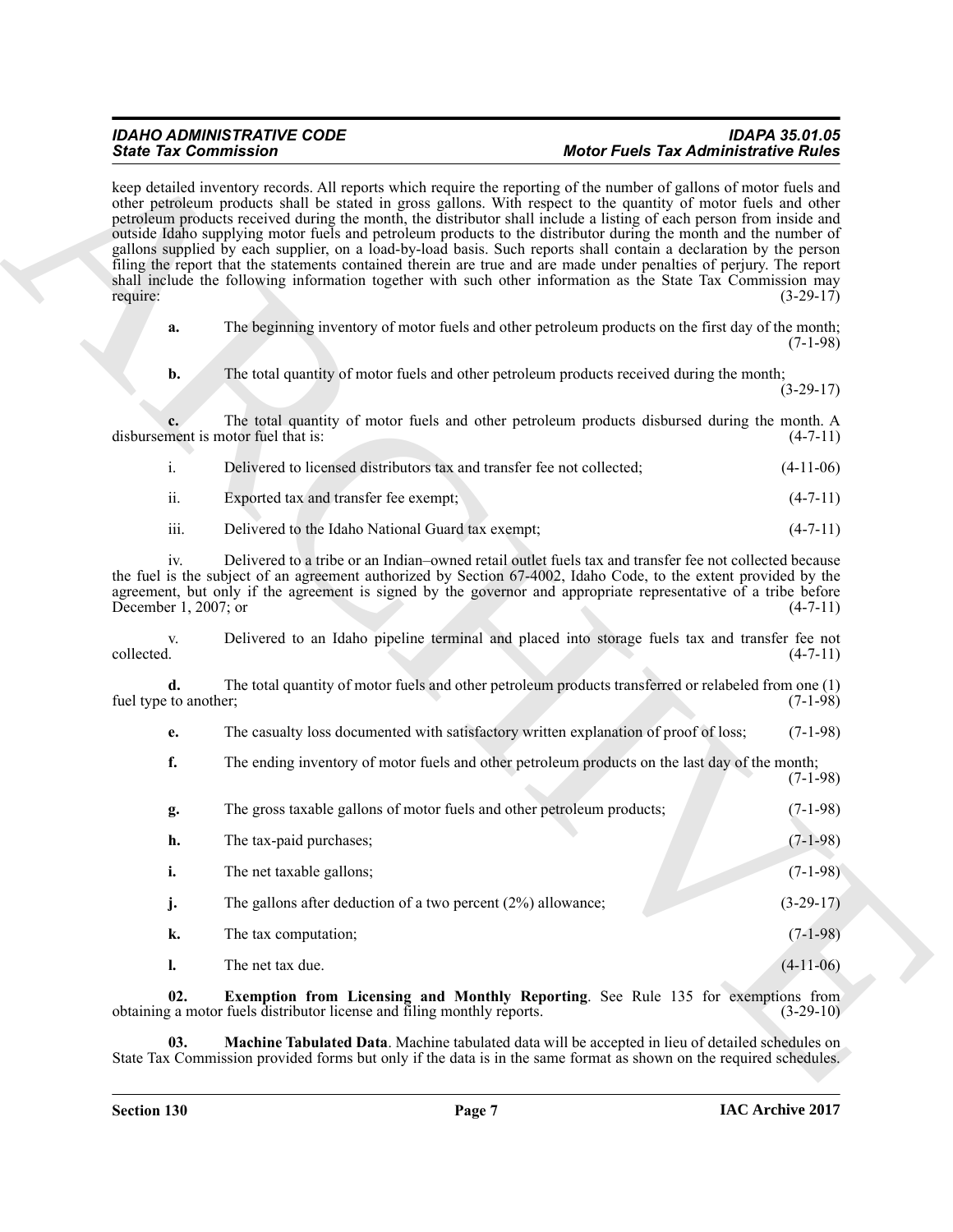keep detailed inventory records. All reports which require the reporting of the number of gallons of motor fuels and other petroleum products shall be stated in gross gallons. With respect to the quantity of motor fuels and other petroleum products received during the month, the distributor shall include a listing of each person from inside and outside Idaho supplying motor fuels and petroleum products to the distributor during the month and the number of gallons supplied by each supplier, on a load-by-load basis. Such reports shall contain a declaration by the person filing the report that the statements contained therein are true and are made under penalties of perjury. The report shall include the following information together with such other information as the State Tax Commission may require: (3-29-17)

**a.** The beginning inventory of motor fuels and other petroleum products on the first day of the month; (7-1-98)

**b.** The total quantity of motor fuels and other petroleum products received during the month; (3-29-17)

**c.** The total quantity of motor fuels and other petroleum products disbursed during the month. A disbursement is motor fuel that is: (4-7-11)

i. Delivered to licensed distributors tax and transfer fee not collected; (4-11-06)

ii. Exported tax and transfer fee exempt; (4-7-11)

iii. Delivered to the Idaho National Guard tax exempt; (4-7-11)

iv. Delivered to a tribe or an Indian–owned retail outlet fuels tax and transfer fee not collected because the fuel is the subject of an agreement authorized by Section 67-4002, Idaho Code, to the extent provided by the agreement, but only if the agreement is signed by the governor and appropriate representative of a tribe before December 1, 2007; or (4-7-11)

v. Delivered to an Idaho pipeline terminal and placed into storage fuels tax and transfer fee not collected. (4-7-11)

**d.** The total quantity of motor fuels and other petroleum products transferred or relabeled from one (1) fuel type to another; (7-1-98)

**e.** The casualty loss documented with satisfactory written explanation of proof of loss; (7-1-98)

**f.** The ending inventory of motor fuels and other petroleum products on the last day of the month; (7-1-98)

**g.** The gross taxable gallons of motor fuels and other petroleum products; (7-1-98)

**h.** The tax-paid purchases; (7-1-98)

**i.** The net taxable gallons; (7-1-98)

**j.** The gallons after deduction of a two percent (2%) allowance; (3-29-17)

**k.** The tax computation; (7-1-98)

**l.** The net tax due. (4-11-06)

**02. Exemption from Licensing and Monthly Reporting**. See Rule 135 for exemptions from obtaining a motor fuels distributor license and filing monthly reports. (3-29-10)

**03. Machine Tabulated Data**. Machine tabulated data will be accepted in lieu of detailed schedules on State Tax Commission provided forms but only if the data is in the same format as shown on the required schedules.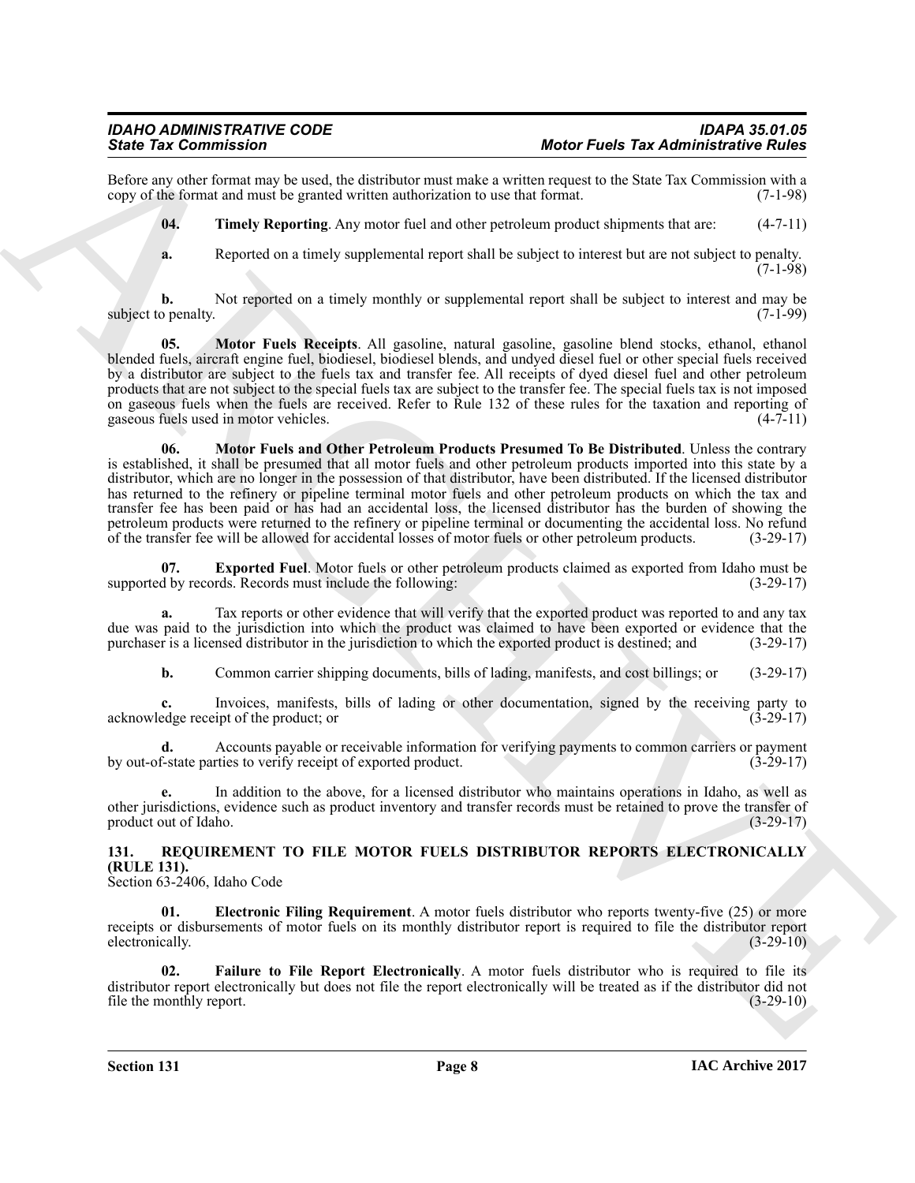Before any other format may be used, the distributor must make a written request to the State Tax Commission with a copy of the format and must be granted written authorization to use that format. (7-1-98)

**04. Timely Reporting**. Any motor fuel and other petroleum product shipments that are: (4-7-11)

**a.** Reported on a timely supplemental report shall be subject to interest but are not subject to penalty. (7-1-98)

**b.** Not reported on a timely monthly or supplemental report shall be subject to interest and may be subject to penalty. (7-1-99)

**05. Motor Fuels Receipts**. All gasoline, natural gasoline, gasoline blend stocks, ethanol, ethanol blended fuels, aircraft engine fuel, biodiesel, biodiesel blends, and undyed diesel fuel or other special fuels received by a distributor are subject to the fuels tax and transfer fee. All receipts of dyed diesel fuel and other petroleum products that are not subject to the special fuels tax are subject to the transfer fee. The special fuels tax is not imposed on gaseous fuels when the fuels are received. Refer to Rule 132 of these rules for the taxation and reporting of gaseous fuels used in motor vehicles. (4-7-11)

**06. Motor Fuels and Other Petroleum Products Presumed To Be Distributed**. Unless the contrary is established, it shall be presumed that all motor fuels and other petroleum products imported into this state by a distributor, which are no longer in the possession of that distributor, have been distributed. If the licensed distributor has returned to the refinery or pipeline terminal motor fuels and other petroleum products on which the tax and transfer fee has been paid or has had an accidental loss, the licensed distributor has the burden of showing the petroleum products were returned to the refinery or pipeline terminal or documenting the accidental loss. No refund of the transfer fee will be allowed for accidental losses of motor fuels or other petroleum products. (3-29-17)

**07. Exported Fuel**. Motor fuels or other petroleum products claimed as exported from Idaho must be supported by records. Records must include the following: (3-29-17)

**a.** Tax reports or other evidence that will verify that the exported product was reported to and any tax due was paid to the jurisdiction into which the product was claimed to have been exported or evidence that the purchaser is a licensed distributor in the jurisdiction to which the exported product is destined; and (3-29-17)

**b.** Common carrier shipping documents, bills of lading, manifests, and cost billings; or (3-29-17)

**c.** Invoices, manifests, bills of lading or other documentation, signed by the receiving party to acknowledge receipt of the product; or (3-29-17)

**d.** Accounts payable or receivable information for verifying payments to common carriers or payment by out-of-state parties to verify receipt of exported product. (3-29-17)

**e.** In addition to the above, for a licensed distributor who maintains operations in Idaho, as well as other jurisdictions, evidence such as product inventory and transfer records must be retained to prove the transfer of product out of Idaho. (3-29-17)

## 131. REQUIREMENT TO FILE MOTOR FUELS DISTRIBUTOR REPORTS ELECTRONICALLY (RULE 131).

Section 63-2406, Idaho Code

**01. Electronic Filing Requirement**. A motor fuels distributor who reports twenty-five (25) or more receipts or disbursements of motor fuels on its monthly distributor report is required to file the distributor report electronically. (3-29-10)

**02. Failure to File Report Electronically**. A motor fuels distributor who is required to file its distributor report electronically but does not file the report electronically will be treated as if the distributor did not file the monthly report. (3-29-10)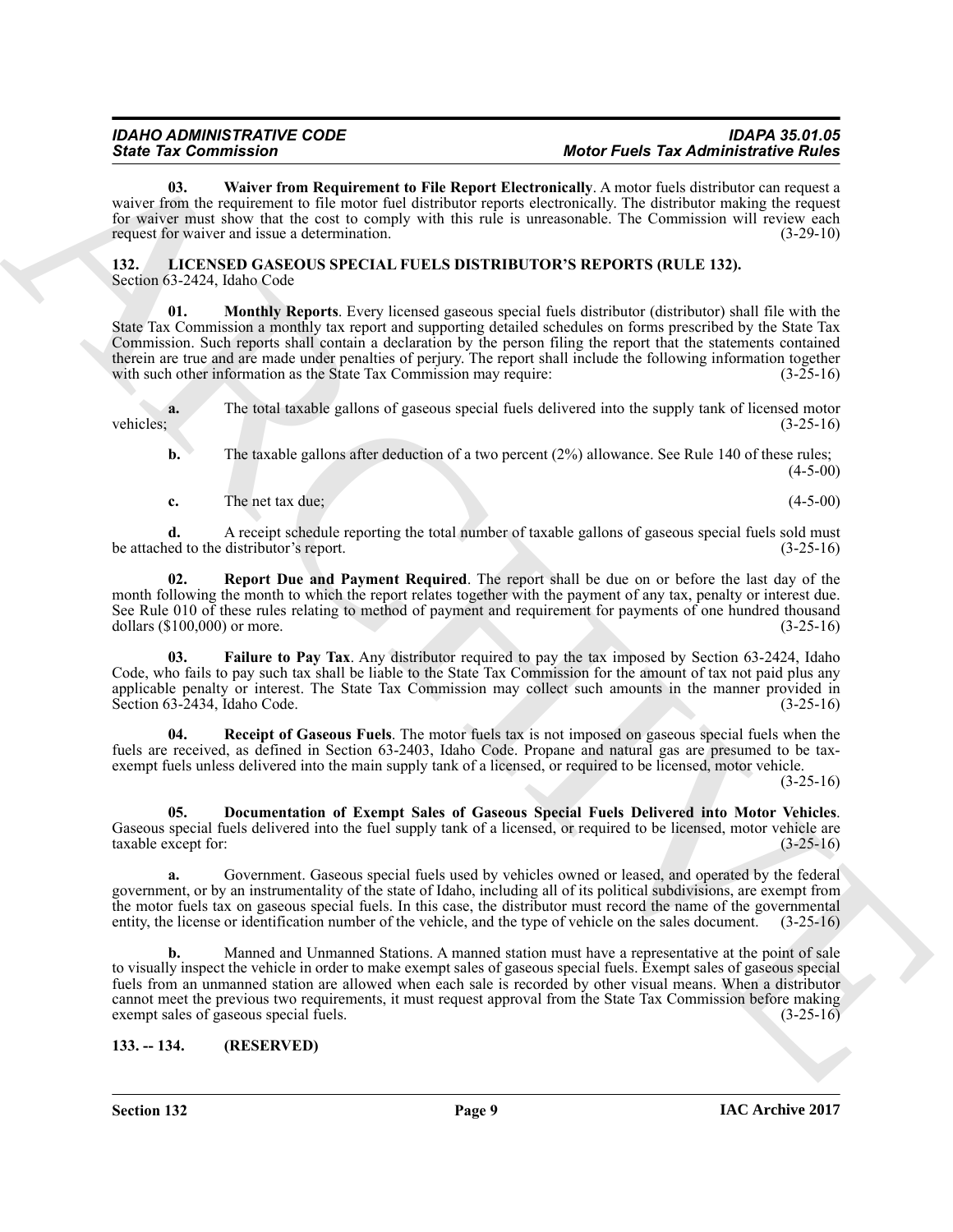**03. Waiver from Requirement to File Report Electronically**. A motor fuels distributor can request a waiver from the requirement to file motor fuel distributor reports electronically. The distributor making the request for waiver must show that the cost to comply with this rule is unreasonable. The Commission will review each request for waiver and issue a determination. (3-29-10)

## 132. LICENSED GASEOUS SPECIAL FUELS DISTRIBUTOR'S REPORTS (RULE 132).

Section 63-2424, Idaho Code

**01. Monthly Reports**. Every licensed gaseous special fuels distributor (distributor) shall file with the State Tax Commission a monthly tax report and supporting detailed schedules on forms prescribed by the State Tax Commission. Such reports shall contain a declaration by the person filing the report that the statements contained therein are true and are made under penalties of perjury. The report shall include the following information together with such other information as the State Tax Commission may require: (3-25-16)

**a.** The total taxable gallons of gaseous special fuels delivered into the supply tank of licensed motor vehicles; (3-25-16)

**b.** The taxable gallons after deduction of a two percent (2%) allowance. See Rule 140 of these rules; (4-5-00)

**c.** The net tax due; (4-5-00)

**d.** A receipt schedule reporting the total number of taxable gallons of gaseous special fuels sold must be attached to the distributor's report. (3-25-16)

**02. Report Due and Payment Required**. The report shall be due on or before the last day of the month following the month to which the report relates together with the payment of any tax, penalty or interest due. See Rule 010 of these rules relating to method of payment and requirement for payments of one hundred thousand dollars ($100,000) or more. (3-25-16)

**03. Failure to Pay Tax**. Any distributor required to pay the tax imposed by Section 63-2424, Idaho Code, who fails to pay such tax shall be liable to the State Tax Commission for the amount of tax not paid plus any applicable penalty or interest. The State Tax Commission may collect such amounts in the manner provided in Section 63-2434, Idaho Code. (3-25-16)

**04. Receipt of Gaseous Fuels**. The motor fuels tax is not imposed on gaseous special fuels when the fuels are received, as defined in Section 63-2403, Idaho Code. Propane and natural gas are presumed to be tax-exempt fuels unless delivered into the main supply tank of a licensed, or required to be licensed, motor vehicle. (3-25-16)

**05. Documentation of Exempt Sales of Gaseous Special Fuels Delivered into Motor Vehicles**. Gaseous special fuels delivered into the fuel supply tank of a licensed, or required to be licensed, motor vehicle are taxable except for: (3-25-16)

**a.** Government. Gaseous special fuels used by vehicles owned or leased, and operated by the federal government, or by an instrumentality of the state of Idaho, including all of its political subdivisions, are exempt from the motor fuels tax on gaseous special fuels. In this case, the distributor must record the name of the governmental entity, the license or identification number of the vehicle, and the type of vehicle on the sales document. (3-25-16)

**b.** Manned and Unmanned Stations. A manned station must have a representative at the point of sale to visually inspect the vehicle in order to make exempt sales of gaseous special fuels. Exempt sales of gaseous special fuels from an unmanned station are allowed when each sale is recorded by other visual means. When a distributor cannot meet the previous two requirements, it must request approval from the State Tax Commission before making exempt sales of gaseous special fuels. (3-25-16)

## 133. -- 134. (RESERVED)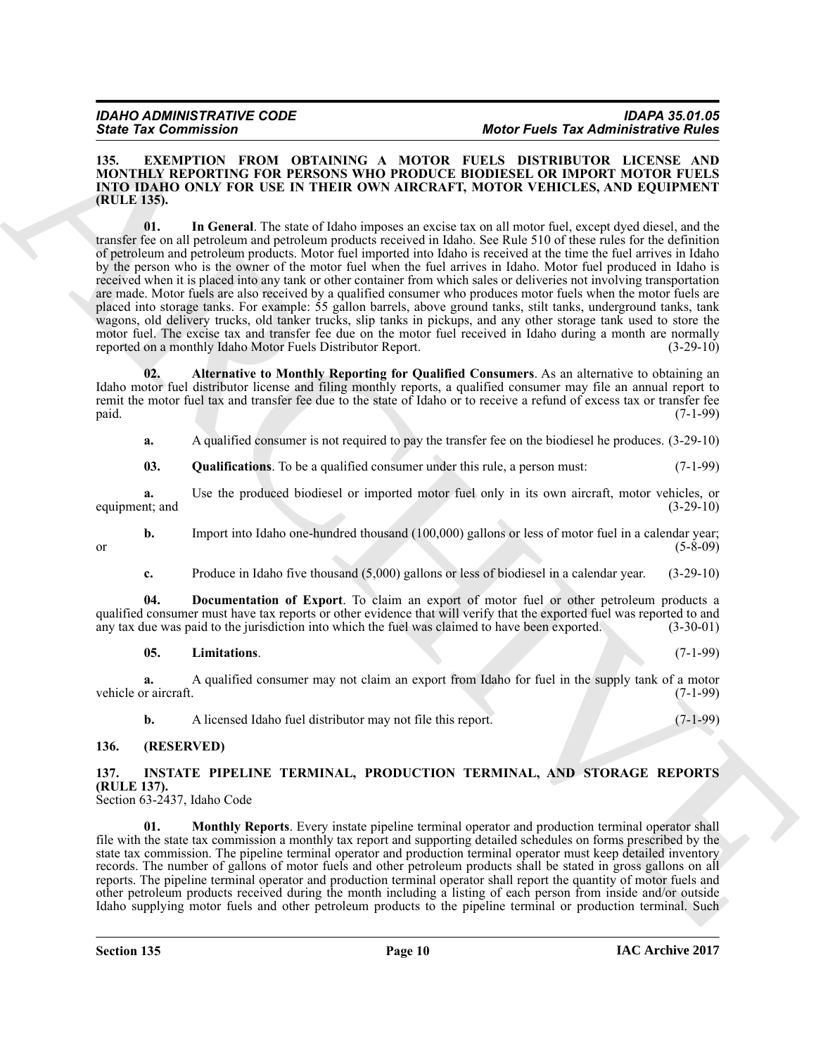## 135. EXEMPTION FROM OBTAINING A MOTOR FUELS DISTRIBUTOR LICENSE AND MONTHLY REPORTING FOR PERSONS WHO PRODUCE BIODIESEL OR IMPORT MOTOR FUELS INTO IDAHO ONLY FOR USE IN THEIR OWN AIRCRAFT, MOTOR VEHICLES, AND EQUIPMENT (RULE 135).

**01. In General**. The state of Idaho imposes an excise tax on all motor fuel, except dyed diesel, and the transfer fee on all petroleum and petroleum products received in Idaho. See Rule 510 of these rules for the definition of petroleum and petroleum products. Motor fuel imported into Idaho is received at the time the fuel arrives in Idaho by the person who is the owner of the motor fuel when the fuel arrives in Idaho. Motor fuel produced in Idaho is received when it is placed into any tank or other container from which sales or deliveries not involving transportation are made. Motor fuels are also received by a qualified consumer who produces motor fuels when the motor fuels are placed into storage tanks. For example: 55 gallon barrels, above ground tanks, stilt tanks, underground tanks, tank wagons, old delivery trucks, old tanker trucks, slip tanks in pickups, and any other storage tank used to store the motor fuel. The excise tax and transfer fee due on the motor fuel received in Idaho during a month are normally reported on a monthly Idaho Motor Fuels Distributor Report. (3-29-10)

**02. Alternative to Monthly Reporting for Qualified Consumers**. As an alternative to obtaining an Idaho motor fuel distributor license and filing monthly reports, a qualified consumer may file an annual report to remit the motor fuel tax and transfer fee due to the state of Idaho or to receive a refund of excess tax or transfer fee paid. (7-1-99)

**a.** A qualified consumer is not required to pay the transfer fee on the biodiesel he produces. (3-29-10)

**03. Qualifications**. To be a qualified consumer under this rule, a person must: (7-1-99)

**a.** Use the produced biodiesel or imported motor fuel only in its own aircraft, motor vehicles, or equipment; and (3-29-10)

**b.** Import into Idaho one-hundred thousand (100,000) gallons or less of motor fuel in a calendar year; or (5-8-09)

**c.** Produce in Idaho five thousand (5,000) gallons or less of biodiesel in a calendar year. (3-29-10)

**04. Documentation of Export**. To claim an export of motor fuel or other petroleum products a qualified consumer must have tax reports or other evidence that will verify that the exported fuel was reported to and any tax due was paid to the jurisdiction into which the fuel was claimed to have been exported. (3-30-01)

**05. Limitations**. (7-1-99)

**a.** A qualified consumer may not claim an export from Idaho for fuel in the supply tank of a motor vehicle or aircraft. (7-1-99)

**b.** A licensed Idaho fuel distributor may not file this report. (7-1-99)

## 136. (RESERVED)

## 137. INSTATE PIPELINE TERMINAL, PRODUCTION TERMINAL, AND STORAGE REPORTS (RULE 137).

Section 63-2437, Idaho Code

**01. Monthly Reports**. Every instate pipeline terminal operator and production terminal operator shall file with the state tax commission a monthly tax report and supporting detailed schedules on forms prescribed by the state tax commission. The pipeline terminal operator and production terminal operator must keep detailed inventory records. The number of gallons of motor fuels and other petroleum products shall be stated in gross gallons on all reports. The pipeline terminal operator and production terminal operator shall report the quantity of motor fuels and other petroleum products received during the month including a listing of each person from inside and/or outside Idaho supplying motor fuels and other petroleum products to the pipeline terminal or production terminal. Such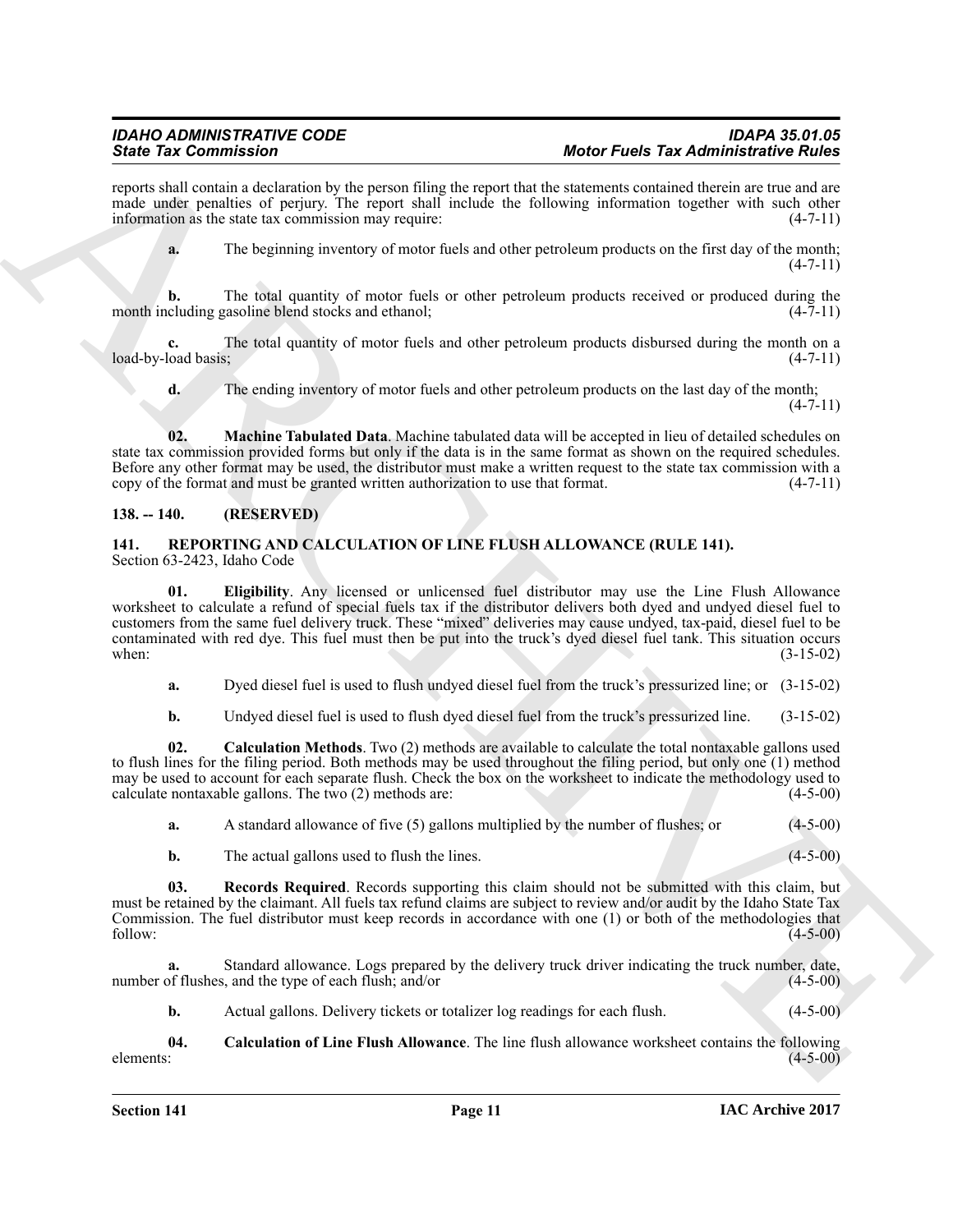reports shall contain a declaration by the person filing the report that the statements contained therein are true and are made under penalties of perjury. The report shall include the following information together with such other information as the state tax commission may require: (4-7-11)

**a.** The beginning inventory of motor fuels and other petroleum products on the first day of the month; (4-7-11)

**b.** The total quantity of motor fuels or other petroleum products received or produced during the month including gasoline blend stocks and ethanol; (4-7-11)

**c.** The total quantity of motor fuels and other petroleum products disbursed during the month on a load-by-load basis; (4-7-11)

**d.** The ending inventory of motor fuels and other petroleum products on the last day of the month; (4-7-11)

**02. Machine Tabulated Data**. Machine tabulated data will be accepted in lieu of detailed schedules on state tax commission provided forms but only if the data is in the same format as shown on the required schedules. Before any other format may be used, the distributor must make a written request to the state tax commission with a copy of the format and must be granted written authorization to use that format. (4-7-11)

## 138. -- 140. (RESERVED)

## 141. REPORTING AND CALCULATION OF LINE FLUSH ALLOWANCE (RULE 141).

Section 63-2423, Idaho Code

**01. Eligibility**. Any licensed or unlicensed fuel distributor may use the Line Flush Allowance worksheet to calculate a refund of special fuels tax if the distributor delivers both dyed and undyed diesel fuel to customers from the same fuel delivery truck. These "mixed" deliveries may cause undyed, tax-paid, diesel fuel to be contaminated with red dye. This fuel must then be put into the truck's dyed diesel fuel tank. This situation occurs when: (3-15-02)

**a.** Dyed diesel fuel is used to flush undyed diesel fuel from the truck's pressurized line; or (3-15-02)

**b.** Undyed diesel fuel is used to flush dyed diesel fuel from the truck's pressurized line. (3-15-02)

**02. Calculation Methods**. Two (2) methods are available to calculate the total nontaxable gallons used to flush lines for the filing period. Both methods may be used throughout the filing period, but only one (1) method may be used to account for each separate flush. Check the box on the worksheet to indicate the methodology used to calculate nontaxable gallons. The two (2) methods are: (4-5-00)

**a.** A standard allowance of five (5) gallons multiplied by the number of flushes; or (4-5-00)

**b.** The actual gallons used to flush the lines. (4-5-00)

**03. Records Required**. Records supporting this claim should not be submitted with this claim, but must be retained by the claimant. All fuels tax refund claims are subject to review and/or audit by the Idaho State Tax Commission. The fuel distributor must keep records in accordance with one (1) or both of the methodologies that follow: (4-5-00)

**a.** Standard allowance. Logs prepared by the delivery truck driver indicating the truck number, date, number of flushes, and the type of each flush; and/or (4-5-00)

**b.** Actual gallons. Delivery tickets or totalizer log readings for each flush. (4-5-00)

**04. Calculation of Line Flush Allowance**. The line flush allowance worksheet contains the following elements: (4-5-00)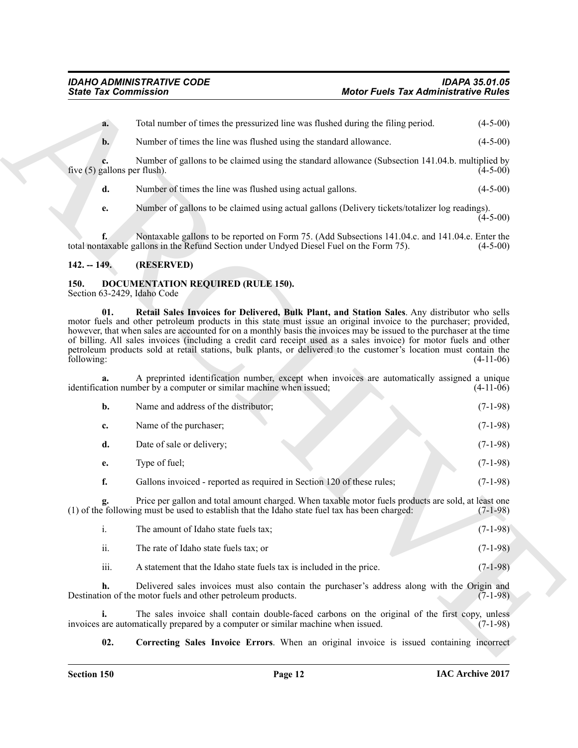**a.** Total number of times the pressurized line was flushed during the filing period. (4-5-00)

**b.** Number of times the line was flushed using the standard allowance. (4-5-00)

**c.** Number of gallons to be claimed using the standard allowance (Subsection 141.04.b. multiplied by five (5) gallons per flush). (4-5-00)

**d.** Number of times the line was flushed using actual gallons. (4-5-00)

**e.** Number of gallons to be claimed using actual gallons (Delivery tickets/totalizer log readings). (4-5-00)

**f.** Nontaxable gallons to be reported on Form 75. (Add Subsections 141.04.c. and 141.04.e. Enter the total nontaxable gallons in the Refund Section under Undyed Diesel Fuel on the Form 75). (4-5-00)

## 142. -- 149. (RESERVED)

## 150. DOCUMENTATION REQUIRED (RULE 150).

Section 63-2429, Idaho Code

**01. Retail Sales Invoices for Delivered, Bulk Plant, and Station Sales**. Any distributor who sells motor fuels and other petroleum products in this state must issue an original invoice to the purchaser; provided, however, that when sales are accounted for on a monthly basis the invoices may be issued to the purchaser at the time of billing. All sales invoices (including a credit card receipt used as a sales invoice) for motor fuels and other petroleum products sold at retail stations, bulk plants, or delivered to the customer's location must contain the following: (4-11-06)

**a.** A preprinted identification number, except when invoices are automatically assigned a unique identification number by a computer or similar machine when issued; (4-11-06)

**b.** Name and address of the distributor; (7-1-98)

**c.** Name of the purchaser; (7-1-98)

**d.** Date of sale or delivery; (7-1-98)

**e.** Type of fuel; (7-1-98)

**f.** Gallons invoiced - reported as required in Section 120 of these rules; (7-1-98)

**g.** Price per gallon and total amount charged. When taxable motor fuels products are sold, at least one (1) of the following must be used to establish that the Idaho state fuel tax has been charged: (7-1-98)

i. The amount of Idaho state fuels tax; (7-1-98)

ii. The rate of Idaho state fuels tax; or (7-1-98)

iii. A statement that the Idaho state fuels tax is included in the price. (7-1-98)

**h.** Delivered sales invoices must also contain the purchaser's address along with the Origin and Destination of the motor fuels and other petroleum products. (7-1-98)

**i.** The sales invoice shall contain double-faced carbons on the original of the first copy, unless invoices are automatically prepared by a computer or similar machine when issued. (7-1-98)

**02. Correcting Sales Invoice Errors**. When an original invoice is issued containing incorrect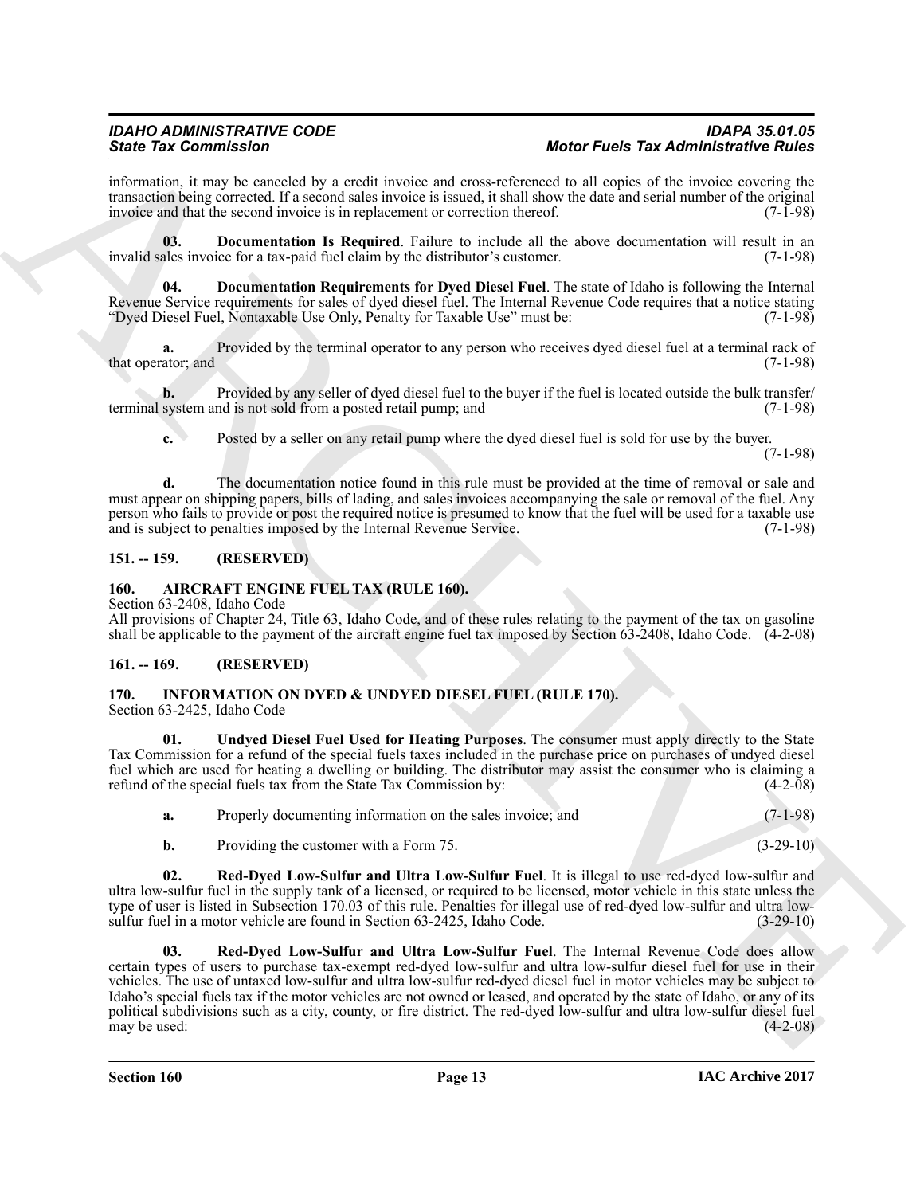information, it may be canceled by a credit invoice and cross-referenced to all copies of the invoice covering the transaction being corrected. If a second sales invoice is issued, it shall show the date and serial number of the original invoice and that the second invoice is in replacement or correction thereof. (7-1-98)

**03. Documentation Is Required**. Failure to include all the above documentation will result in an invalid sales invoice for a tax-paid fuel claim by the distributor's customer. (7-1-98)

**04. Documentation Requirements for Dyed Diesel Fuel**. The state of Idaho is following the Internal Revenue Service requirements for sales of dyed diesel fuel. The Internal Revenue Code requires that a notice stating "Dyed Diesel Fuel, Nontaxable Use Only, Penalty for Taxable Use" must be: (7-1-98)

**a.** Provided by the terminal operator to any person who receives dyed diesel fuel at a terminal rack of that operator; and (7-1-98)

**b.** Provided by any seller of dyed diesel fuel to the buyer if the fuel is located outside the bulk transfer/terminal system and is not sold from a posted retail pump; and (7-1-98)

**c.** Posted by a seller on any retail pump where the dyed diesel fuel is sold for use by the buyer. (7-1-98)

**d.** The documentation notice found in this rule must be provided at the time of removal or sale and must appear on shipping papers, bills of lading, and sales invoices accompanying the sale or removal of the fuel. Any person who fails to provide or post the required notice is presumed to know that the fuel will be used for a taxable use and is subject to penalties imposed by the Internal Revenue Service. (7-1-98)

## 151. -- 159. (RESERVED)

## 160. AIRCRAFT ENGINE FUEL TAX (RULE 160).

Section 63-2408, Idaho Code

All provisions of Chapter 24, Title 63, Idaho Code, and of these rules relating to the payment of the tax on gasoline shall be applicable to the payment of the aircraft engine fuel tax imposed by Section 63-2408, Idaho Code. (4-2-08)

## 161. -- 169. (RESERVED)

## 170. INFORMATION ON DYED & UNDYED DIESEL FUEL (RULE 170).

Section 63-2425, Idaho Code

**01. Undyed Diesel Fuel Used for Heating Purposes**. The consumer must apply directly to the State Tax Commission for a refund of the special fuels taxes included in the purchase price on purchases of undyed diesel fuel which are used for heating a dwelling or building. The distributor may assist the consumer who is claiming a refund of the special fuels tax from the State Tax Commission by: (4-2-08)

**a.** Properly documenting information on the sales invoice; and (7-1-98)

**b.** Providing the customer with a Form 75. (3-29-10)

**02. Red-Dyed Low-Sulfur and Ultra Low-Sulfur Fuel**. It is illegal to use red-dyed low-sulfur and ultra low-sulfur fuel in the supply tank of a licensed, or required to be licensed, motor vehicle in this state unless the type of user is listed in Subsection 170.03 of this rule. Penalties for illegal use of red-dyed low-sulfur and ultra low-sulfur fuel in a motor vehicle are found in Section 63-2425, Idaho Code. (3-29-10)

**03. Red-Dyed Low-Sulfur and Ultra Low-Sulfur Fuel**. The Internal Revenue Code does allow certain types of users to purchase tax-exempt red-dyed low-sulfur and ultra low-sulfur diesel fuel for use in their vehicles. The use of untaxed low-sulfur and ultra low-sulfur red-dyed diesel fuel in motor vehicles may be subject to Idaho's special fuels tax if the motor vehicles are not owned or leased, and operated by the state of Idaho, or any of its political subdivisions such as a city, county, or fire district. The red-dyed low-sulfur and ultra low-sulfur diesel fuel may be used: (4-2-08)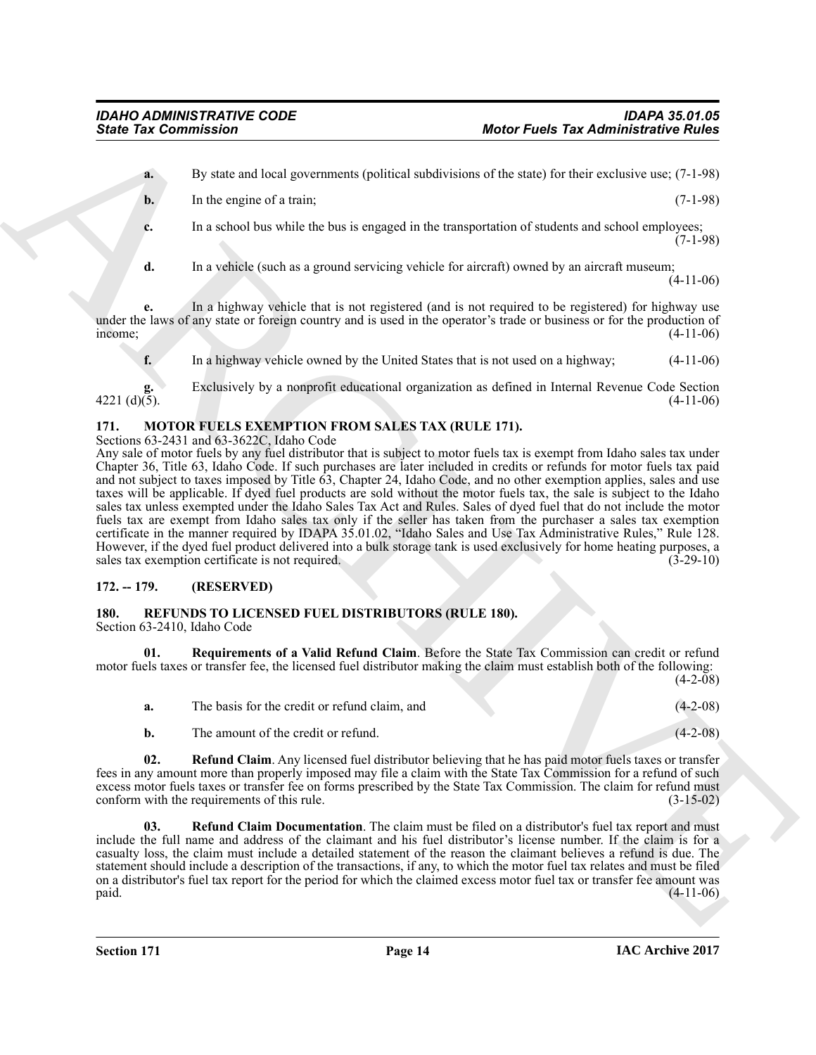**a.** By state and local governments (political subdivisions of the state) for their exclusive use; (7-1-98)

**b.** In the engine of a train; (7-1-98)

**c.** In a school bus while the bus is engaged in the transportation of students and school employees; (7-1-98)

**d.** In a vehicle (such as a ground servicing vehicle for aircraft) owned by an aircraft museum; (4-11-06)

**e.** In a highway vehicle that is not registered (and is not required to be registered) for highway use under the laws of any state or foreign country and is used in the operator's trade or business or for the production of income; (4-11-06)

**f.** In a highway vehicle owned by the United States that is not used on a highway; (4-11-06)

**g.** Exclusively by a nonprofit educational organization as defined in Internal Revenue Code Section 4221 (d)(5). (4-11-06)

## 171. MOTOR FUELS EXEMPTION FROM SALES TAX (RULE 171).

Sections 63-2431 and 63-3622C, Idaho Code

Any sale of motor fuels by any fuel distributor that is subject to motor fuels tax is exempt from Idaho sales tax under Chapter 36, Title 63, Idaho Code. If such purchases are later included in credits or refunds for motor fuels tax paid and not subject to taxes imposed by Title 63, Chapter 24, Idaho Code, and no other exemption applies, sales and use taxes will be applicable. If dyed fuel products are sold without the motor fuels tax, the sale is subject to the Idaho sales tax unless exempted under the Idaho Sales Tax Act and Rules. Sales of dyed fuel that do not include the motor fuels tax are exempt from Idaho sales tax only if the seller has taken from the purchaser a sales tax exemption certificate in the manner required by IDAPA 35.01.02, "Idaho Sales and Use Tax Administrative Rules," Rule 128. However, if the dyed fuel product delivered into a bulk storage tank is used exclusively for home heating purposes, a sales tax exemption certificate is not required. (3-29-10)

## 172. -- 179. (RESERVED)

## 180. REFUNDS TO LICENSED FUEL DISTRIBUTORS (RULE 180).

Section 63-2410, Idaho Code

**01. Requirements of a Valid Refund Claim**. Before the State Tax Commission can credit or refund motor fuels taxes or transfer fee, the licensed fuel distributor making the claim must establish both of the following: (4-2-08)

**a.** The basis for the credit or refund claim, and (4-2-08)

**b.** The amount of the credit or refund. (4-2-08)

**02. Refund Claim**. Any licensed fuel distributor believing that he has paid motor fuels taxes or transfer fees in any amount more than properly imposed may file a claim with the State Tax Commission for a refund of such excess motor fuels taxes or transfer fee on forms prescribed by the State Tax Commission. The claim for refund must conform with the requirements of this rule. (3-15-02)

**03. Refund Claim Documentation**. The claim must be filed on a distributor's fuel tax report and must include the full name and address of the claimant and his fuel distributor's license number. If the claim is for a casualty loss, the claim must include a detailed statement of the reason the claimant believes a refund is due. The statement should include a description of the transactions, if any, to which the motor fuel tax relates and must be filed on a distributor's fuel tax report for the period for which the claimed excess motor fuel tax or transfer fee amount was paid. (4-11-06)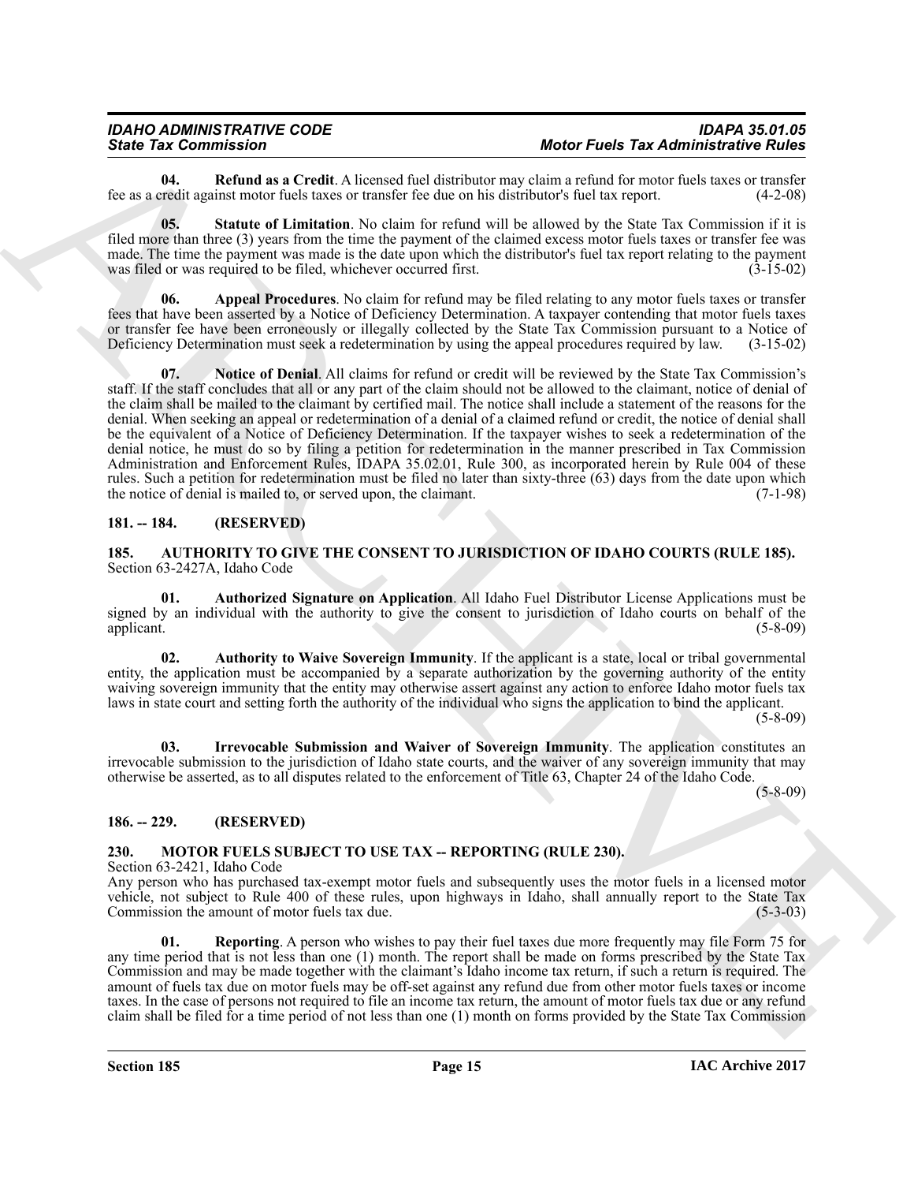**04. Refund as a Credit**. A licensed fuel distributor may claim a refund for motor fuels taxes or transfer fee as a credit against motor fuels taxes or transfer fee due on his distributor's fuel tax report. (4-2-08)

**05. Statute of Limitation**. No claim for refund will be allowed by the State Tax Commission if it is filed more than three (3) years from the time the payment of the claimed excess motor fuels taxes or transfer fee was made. The time the payment was made is the date upon which the distributor's fuel tax report relating to the payment was filed or was required to be filed, whichever occurred first. (3-15-02)

**06. Appeal Procedures**. No claim for refund may be filed relating to any motor fuels taxes or transfer fees that have been asserted by a Notice of Deficiency Determination. A taxpayer contending that motor fuels taxes or transfer fee have been erroneously or illegally collected by the State Tax Commission pursuant to a Notice of Deficiency Determination must seek a redetermination by using the appeal procedures required by law. (3-15-02)

**07. Notice of Denial**. All claims for refund or credit will be reviewed by the State Tax Commission's staff. If the staff concludes that all or any part of the claim should not be allowed to the claimant, notice of denial of the claim shall be mailed to the claimant by certified mail. The notice shall include a statement of the reasons for the denial. When seeking an appeal or redetermination of a denial of a claimed refund or credit, the notice of denial shall be the equivalent of a Notice of Deficiency Determination. If the taxpayer wishes to seek a redetermination of the denial notice, he must do so by filing a petition for redetermination in the manner prescribed in Tax Commission Administration and Enforcement Rules, IDAPA 35.02.01, Rule 300, as incorporated herein by Rule 004 of these rules. Such a petition for redetermination must be filed no later than sixty-three (63) days from the date upon which the notice of denial is mailed to, or served upon, the claimant. (7-1-98)

## 181. -- 184. (RESERVED)

## 185. AUTHORITY TO GIVE THE CONSENT TO JURISDICTION OF IDAHO COURTS (RULE 185).

Section 63-2427A, Idaho Code

**01. Authorized Signature on Application**. All Idaho Fuel Distributor License Applications must be signed by an individual with the authority to give the consent to jurisdiction of Idaho courts on behalf of the applicant. (5-8-09)

**02. Authority to Waive Sovereign Immunity**. If the applicant is a state, local or tribal governmental entity, the application must be accompanied by a separate authorization by the governing authority of the entity waiving sovereign immunity that the entity may otherwise assert against any action to enforce Idaho motor fuels tax laws in state court and setting forth the authority of the individual who signs the application to bind the applicant. (5-8-09)

**03. Irrevocable Submission and Waiver of Sovereign Immunity**. The application constitutes an irrevocable submission to the jurisdiction of Idaho state courts, and the waiver of any sovereign immunity that may otherwise be asserted, as to all disputes related to the enforcement of Title 63, Chapter 24 of the Idaho Code. (5-8-09)

## 186. -- 229. (RESERVED)

## 230. MOTOR FUELS SUBJECT TO USE TAX -- REPORTING (RULE 230).

Section 63-2421, Idaho Code

Any person who has purchased tax-exempt motor fuels and subsequently uses the motor fuels in a licensed motor vehicle, not subject to Rule 400 of these rules, upon highways in Idaho, shall annually report to the State Tax Commission the amount of motor fuels tax due. (5-3-03)

**01. Reporting**. A person who wishes to pay their fuel taxes due more frequently may file Form 75 for any time period that is not less than one (1) month. The report shall be made on forms prescribed by the State Tax Commission and may be made together with the claimant's Idaho income tax return, if such a return is required. The amount of fuels tax due on motor fuels may be off-set against any refund due from other motor fuels taxes or income taxes. In the case of persons not required to file an income tax return, the amount of motor fuels tax due or any refund claim shall be filed for a time period of not less than one (1) month on forms provided by the State Tax Commission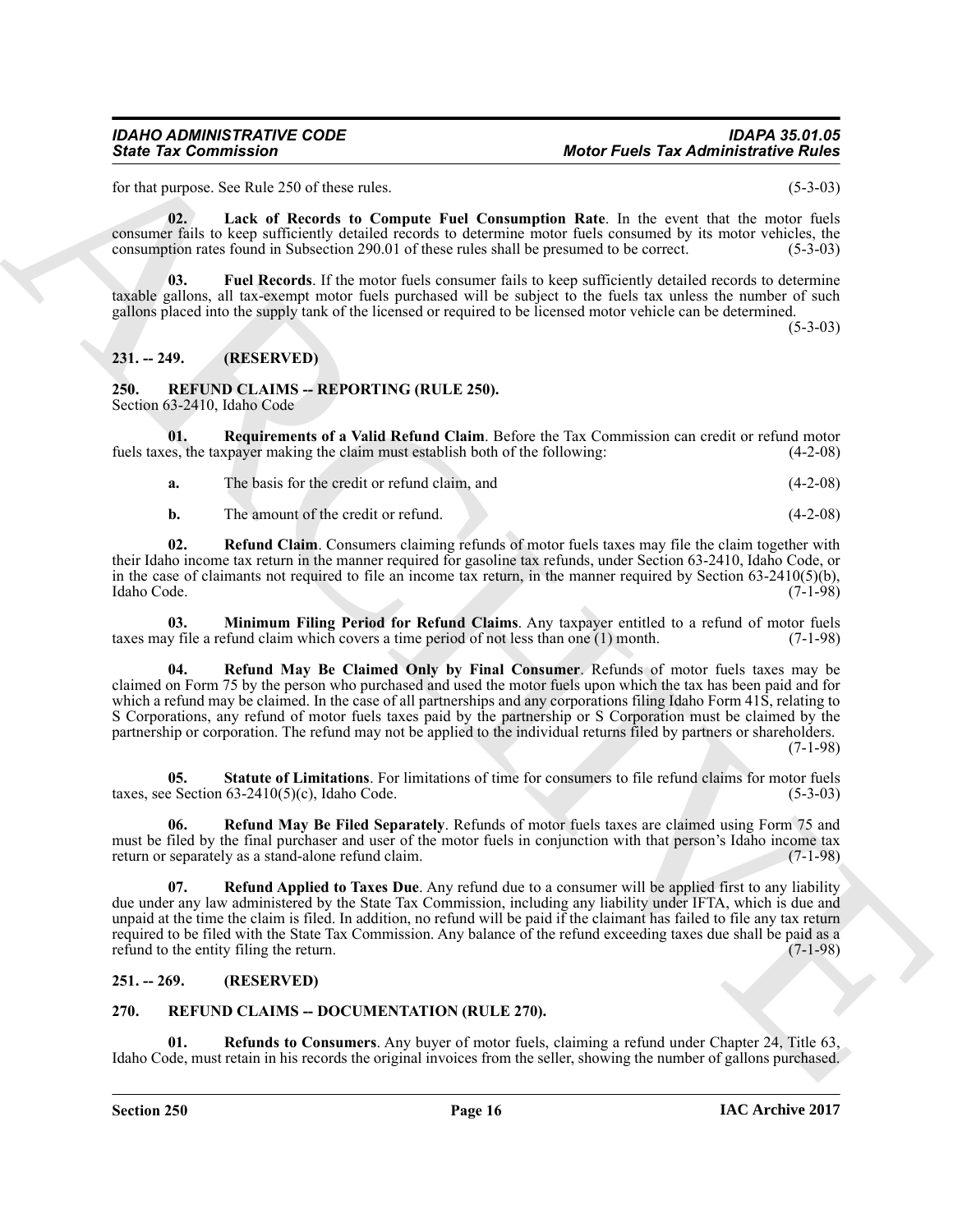for that purpose. See Rule 250 of these rules. (5-3-03)

**02. Lack of Records to Compute Fuel Consumption Rate**. In the event that the motor fuels consumer fails to keep sufficiently detailed records to determine motor fuels consumed by its motor vehicles, the consumption rates found in Subsection 290.01 of these rules shall be presumed to be correct. (5-3-03)

**03. Fuel Records**. If the motor fuels consumer fails to keep sufficiently detailed records to determine taxable gallons, all tax-exempt motor fuels purchased will be subject to the fuels tax unless the number of such gallons placed into the supply tank of the licensed or required to be licensed motor vehicle can be determined. (5-3-03)

## 231. -- 249. (RESERVED)

## 250. REFUND CLAIMS -- REPORTING (RULE 250).

Section 63-2410, Idaho Code

**01. Requirements of a Valid Refund Claim**. Before the Tax Commission can credit or refund motor fuels taxes, the taxpayer making the claim must establish both of the following: (4-2-08)

**a.** The basis for the credit or refund claim, and (4-2-08)

**b.** The amount of the credit or refund. (4-2-08)

**02. Refund Claim**. Consumers claiming refunds of motor fuels taxes may file the claim together with their Idaho income tax return in the manner required for gasoline tax refunds, under Section 63-2410, Idaho Code, or in the case of claimants not required to file an income tax return, in the manner required by Section 63-2410(5)(b), Idaho Code. (7-1-98)

**03. Minimum Filing Period for Refund Claims**. Any taxpayer entitled to a refund of motor fuels taxes may file a refund claim which covers a time period of not less than one (1) month. (7-1-98)

**04. Refund May Be Claimed Only by Final Consumer**. Refunds of motor fuels taxes may be claimed on Form 75 by the person who purchased and used the motor fuels upon which the tax has been paid and for which a refund may be claimed. In the case of all partnerships and any corporations filing Idaho Form 41S, relating to S Corporations, any refund of motor fuels taxes paid by the partnership or S Corporation must be claimed by the partnership or corporation. The refund may not be applied to the individual returns filed by partners or shareholders. (7-1-98)

**05. Statute of Limitations**. For limitations of time for consumers to file refund claims for motor fuels taxes, see Section 63-2410(5)(c), Idaho Code. (5-3-03)

**06. Refund May Be Filed Separately**. Refunds of motor fuels taxes are claimed using Form 75 and must be filed by the final purchaser and user of the motor fuels in conjunction with that person's Idaho income tax return or separately as a stand-alone refund claim. (7-1-98)

**07. Refund Applied to Taxes Due**. Any refund due to a consumer will be applied first to any liability due under any law administered by the State Tax Commission, including any liability under IFTA, which is due and unpaid at the time the claim is filed. In addition, no refund will be paid if the claimant has failed to file any tax return required to be filed with the State Tax Commission. Any balance of the refund exceeding taxes due shall be paid as a refund to the entity filing the return. (7-1-98)

## 251. -- 269. (RESERVED)

## 270. REFUND CLAIMS -- DOCUMENTATION (RULE 270).

**01. Refunds to Consumers**. Any buyer of motor fuels, claiming a refund under Chapter 24, Title 63, Idaho Code, must retain in his records the original invoices from the seller, showing the number of gallons purchased.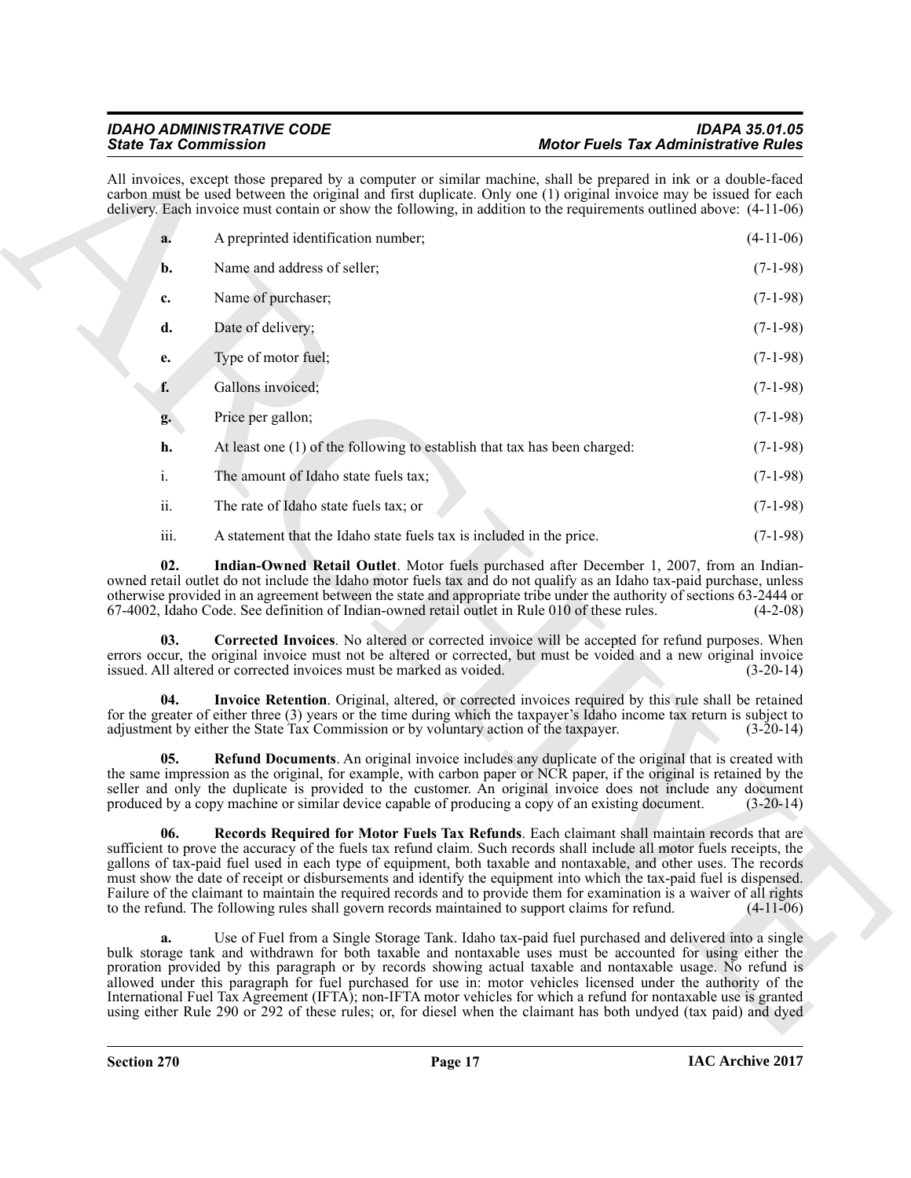All invoices, except those prepared by a computer or similar machine, shall be prepared in ink or a double-faced carbon must be used between the original and first duplicate. Only one (1) original invoice may be issued for each delivery. Each invoice must contain or show the following, in addition to the requirements outlined above: (4-11-06)

**a.** A preprinted identification number; (4-11-06)

**b.** Name and address of seller; (7-1-98)

**c.** Name of purchaser; (7-1-98)

**d.** Date of delivery; (7-1-98)

**e.** Type of motor fuel; (7-1-98)

**f.** Gallons invoiced; (7-1-98)

**g.** Price per gallon; (7-1-98)

**h.** At least one (1) of the following to establish that tax has been charged: (7-1-98)

i. The amount of Idaho state fuels tax; (7-1-98)

ii. The rate of Idaho state fuels tax; or (7-1-98)

iii. A statement that the Idaho state fuels tax is included in the price. (7-1-98)

**02. Indian-Owned Retail Outlet**. Motor fuels purchased after December 1, 2007, from an Indian-owned retail outlet do not include the Idaho motor fuels tax and do not qualify as an Idaho tax-paid purchase, unless otherwise provided in an agreement between the state and appropriate tribe under the authority of sections 63-2444 or 67-4002, Idaho Code. See definition of Indian-owned retail outlet in Rule 010 of these rules. (4-2-08)

**03. Corrected Invoices**. No altered or corrected invoice will be accepted for refund purposes. When errors occur, the original invoice must not be altered or corrected, but must be voided and a new original invoice issued. All altered or corrected invoices must be marked as voided. (3-20-14)

**04. Invoice Retention**. Original, altered, or corrected invoices required by this rule shall be retained for the greater of either three (3) years or the time during which the taxpayer's Idaho income tax return is subject to adjustment by either the State Tax Commission or by voluntary action of the taxpayer. (3-20-14)

**05. Refund Documents**. An original invoice includes any duplicate of the original that is created with the same impression as the original, for example, with carbon paper or NCR paper, if the original is retained by the seller and only the duplicate is provided to the customer. An original invoice does not include any document produced by a copy machine or similar device capable of producing a copy of an existing document. (3-20-14)

**06. Records Required for Motor Fuels Tax Refunds**. Each claimant shall maintain records that are sufficient to prove the accuracy of the fuels tax refund claim. Such records shall include all motor fuels receipts, the gallons of tax-paid fuel used in each type of equipment, both taxable and nontaxable, and other uses. The records must show the date of receipt or disbursements and identify the equipment into which the tax-paid fuel is dispensed. Failure of the claimant to maintain the required records and to provide them for examination is a waiver of all rights to the refund. The following rules shall govern records maintained to support claims for refund. (4-11-06)

**a.** Use of Fuel from a Single Storage Tank. Idaho tax-paid fuel purchased and delivered into a single bulk storage tank and withdrawn for both taxable and nontaxable uses must be accounted for using either the proration provided by this paragraph or by records showing actual taxable and nontaxable usage. No refund is allowed under this paragraph for fuel purchased for use in: motor vehicles licensed under the authority of the International Fuel Tax Agreement (IFTA); non-IFTA motor vehicles for which a refund for nontaxable use is granted using either Rule 290 or 292 of these rules; or, for diesel when the claimant has both undyed (tax paid) and dyed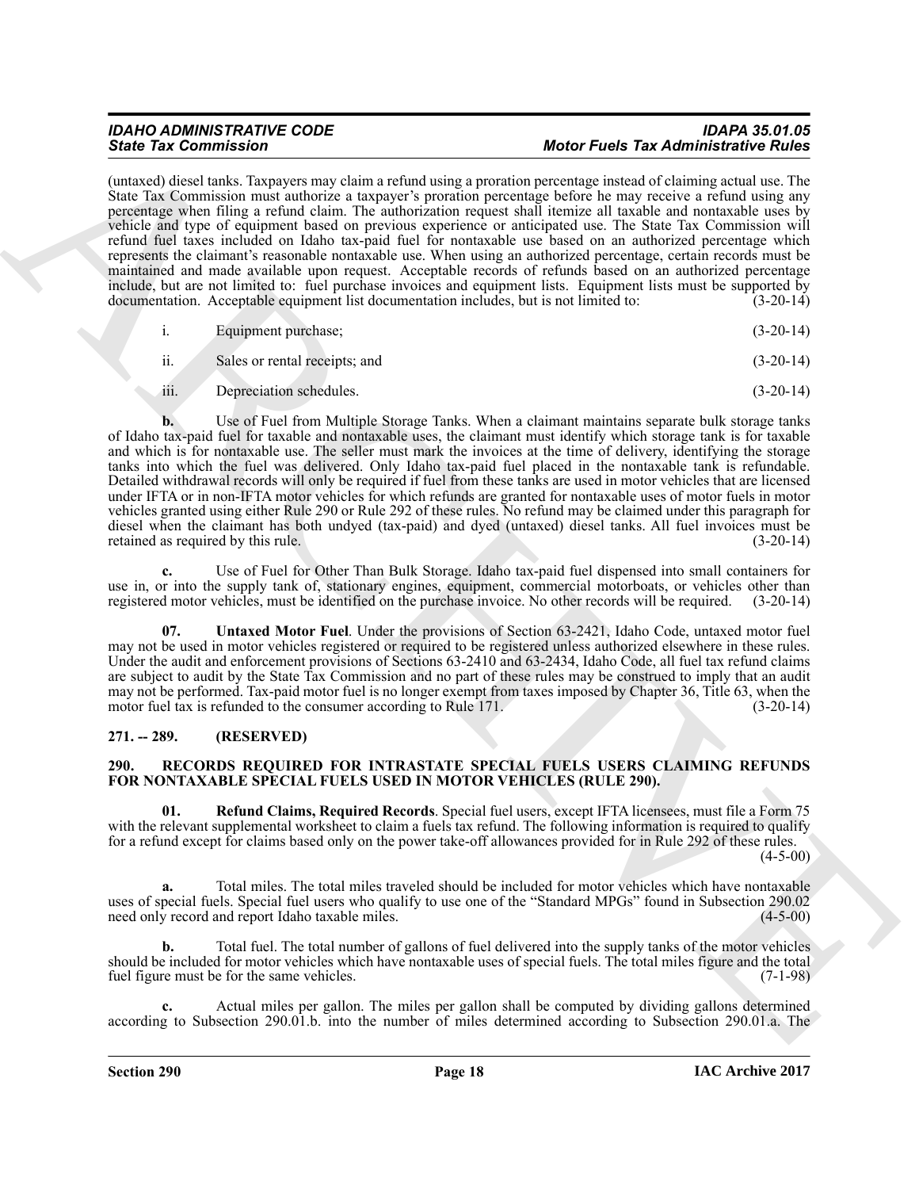(untaxed) diesel tanks. Taxpayers may claim a refund using a proration percentage instead of claiming actual use. The State Tax Commission must authorize a taxpayer's proration percentage before he may receive a refund using any percentage when filing a refund claim. The authorization request shall itemize all taxable and nontaxable uses by vehicle and type of equipment based on previous experience or anticipated use. The State Tax Commission will refund fuel taxes included on Idaho tax-paid fuel for nontaxable use based on an authorized percentage which represents the claimant's reasonable nontaxable use. When using an authorized percentage, certain records must be maintained and made available upon request. Acceptable records of refunds based on an authorized percentage include, but are not limited to: fuel purchase invoices and equipment lists. Equipment lists must be supported by documentation. Acceptable equipment list documentation includes, but is not limited to: (3-20-14)

i. Equipment purchase; (3-20-14)

ii. Sales or rental receipts; and (3-20-14)

iii. Depreciation schedules. (3-20-14)

**b.** Use of Fuel from Multiple Storage Tanks. When a claimant maintains separate bulk storage tanks of Idaho tax-paid fuel for taxable and nontaxable uses, the claimant must identify which storage tank is for taxable and which is for nontaxable use. The seller must mark the invoices at the time of delivery, identifying the storage tanks into which the fuel was delivered. Only Idaho tax-paid fuel placed in the nontaxable tank is refundable. Detailed withdrawal records will only be required if fuel from these tanks are used in motor vehicles that are licensed under IFTA or in non-IFTA motor vehicles for which refunds are granted for nontaxable uses of motor fuels in motor vehicles granted using either Rule 290 or Rule 292 of these rules. No refund may be claimed under this paragraph for diesel when the claimant has both undyed (tax-paid) and dyed (untaxed) diesel tanks. All fuel invoices must be retained as required by this rule. (3-20-14)

**c.** Use of Fuel for Other Than Bulk Storage. Idaho tax-paid fuel dispensed into small containers for use in, or into the supply tank of, stationary engines, equipment, commercial motorboats, or vehicles other than registered motor vehicles, must be identified on the purchase invoice. No other records will be required. (3-20-14)

**07. Untaxed Motor Fuel**. Under the provisions of Section 63-2421, Idaho Code, untaxed motor fuel may not be used in motor vehicles registered or required to be registered unless authorized elsewhere in these rules. Under the audit and enforcement provisions of Sections 63-2410 and 63-2434, Idaho Code, all fuel tax refund claims are subject to audit by the State Tax Commission and no part of these rules may be construed to imply that an audit may not be performed. Tax-paid motor fuel is no longer exempt from taxes imposed by Chapter 36, Title 63, when the motor fuel tax is refunded to the consumer according to Rule 171. (3-20-14)

## 271. -- 289. (RESERVED)

## 290. RECORDS REQUIRED FOR INTRASTATE SPECIAL FUELS USERS CLAIMING REFUNDS FOR NONTAXABLE SPECIAL FUELS USED IN MOTOR VEHICLES (RULE 290).

**01. Refund Claims, Required Records**. Special fuel users, except IFTA licensees, must file a Form 75 with the relevant supplemental worksheet to claim a fuels tax refund. The following information is required to qualify for a refund except for claims based only on the power take-off allowances provided for in Rule 292 of these rules. (4-5-00)

**a.** Total miles. The total miles traveled should be included for motor vehicles which have nontaxable uses of special fuels. Special fuel users who qualify to use one of the "Standard MPGs" found in Subsection 290.02 need only record and report Idaho taxable miles. (4-5-00)

**b.** Total fuel. The total number of gallons of fuel delivered into the supply tanks of the motor vehicles should be included for motor vehicles which have nontaxable uses of special fuels. The total miles figure and the total fuel figure must be for the same vehicles. (7-1-98)

**c.** Actual miles per gallon. The miles per gallon shall be computed by dividing gallons determined according to Subsection 290.01.b. into the number of miles determined according to Subsection 290.01.a. The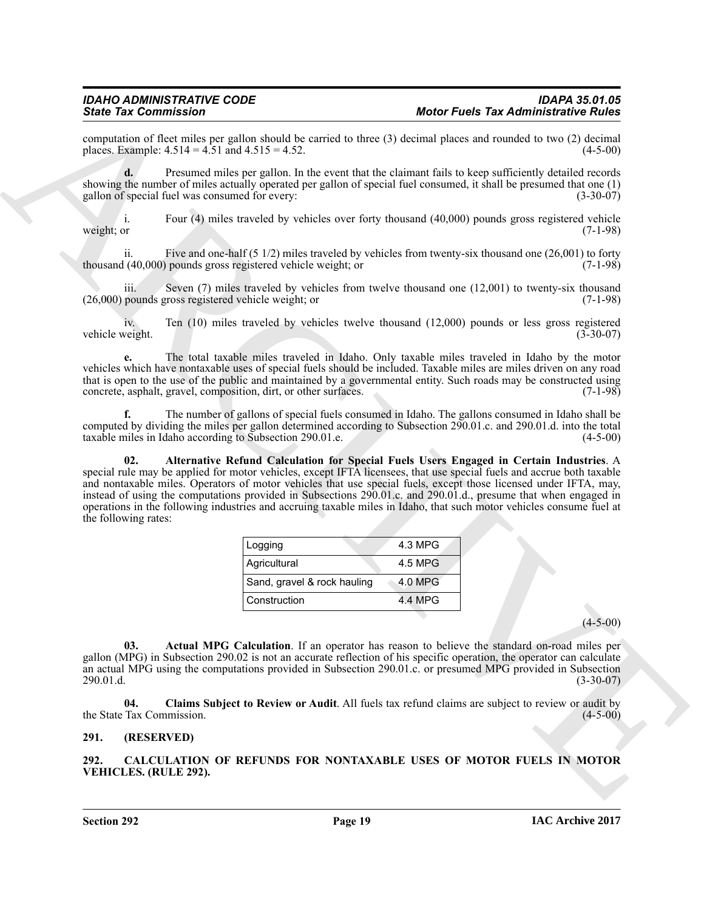computation of fleet miles per gallon should be carried to three (3) decimal places and rounded to two (2) decimal places. Example: 4.514 = 4.51 and 4.515 = 4.52. (4-5-00)

**d.** Presumed miles per gallon. In the event that the claimant fails to keep sufficiently detailed records showing the number of miles actually operated per gallon of special fuel consumed, it shall be presumed that one (1) gallon of special fuel was consumed for every: (3-30-07)

i. Four (4) miles traveled by vehicles over forty thousand (40,000) pounds gross registered vehicle weight; or (7-1-98)

ii. Five and one-half (5 1/2) miles traveled by vehicles from twenty-six thousand one (26,001) to forty thousand (40,000) pounds gross registered vehicle weight; or (7-1-98)

iii. Seven (7) miles traveled by vehicles from twelve thousand one (12,001) to twenty-six thousand (26,000) pounds gross registered vehicle weight; or (7-1-98)

iv. Ten (10) miles traveled by vehicles twelve thousand (12,000) pounds or less gross registered vehicle weight. (3-30-07)

**e.** The total taxable miles traveled in Idaho. Only taxable miles traveled in Idaho by the motor vehicles which have nontaxable uses of special fuels should be included. Taxable miles are miles driven on any road that is open to the use of the public and maintained by a governmental entity. Such roads may be constructed using concrete, asphalt, gravel, composition, dirt, or other surfaces. (7-1-98)

**f.** The number of gallons of special fuels consumed in Idaho. The gallons consumed in Idaho shall be computed by dividing the miles per gallon determined according to Subsection 290.01.c. and 290.01.d. into the total taxable miles in Idaho according to Subsection 290.01.e. (4-5-00)

**02. Alternative Refund Calculation for Special Fuels Users Engaged in Certain Industries**. A special rule may be applied for motor vehicles, except IFTA licensees, that use special fuels and accrue both taxable and nontaxable miles. Operators of motor vehicles that use special fuels, except those licensed under IFTA, may, instead of using the computations provided in Subsections 290.01.c. and 290.01.d., presume that when engaged in operations in the following industries and accruing taxable miles in Idaho, that such motor vehicles consume fuel at the following rates:

| Industry | MPG |
|---|---|
| Logging | 4.3 MPG |
| Agricultural | 4.5 MPG |
| Sand, gravel & rock hauling | 4.0 MPG |
| Construction | 4.4 MPG |

(4-5-00)

**03. Actual MPG Calculation**. If an operator has reason to believe the standard on-road miles per gallon (MPG) in Subsection 290.02 is not an accurate reflection of his specific operation, the operator can calculate an actual MPG using the computations provided in Subsection 290.01.c. or presumed MPG provided in Subsection 290.01.d. (3-30-07)

**04. Claims Subject to Review or Audit**. All fuels tax refund claims are subject to review or audit by the State Tax Commission. (4-5-00)

## 291. (RESERVED)

## 292. CALCULATION OF REFUNDS FOR NONTAXABLE USES OF MOTOR FUELS IN MOTOR VEHICLES. (RULE 292).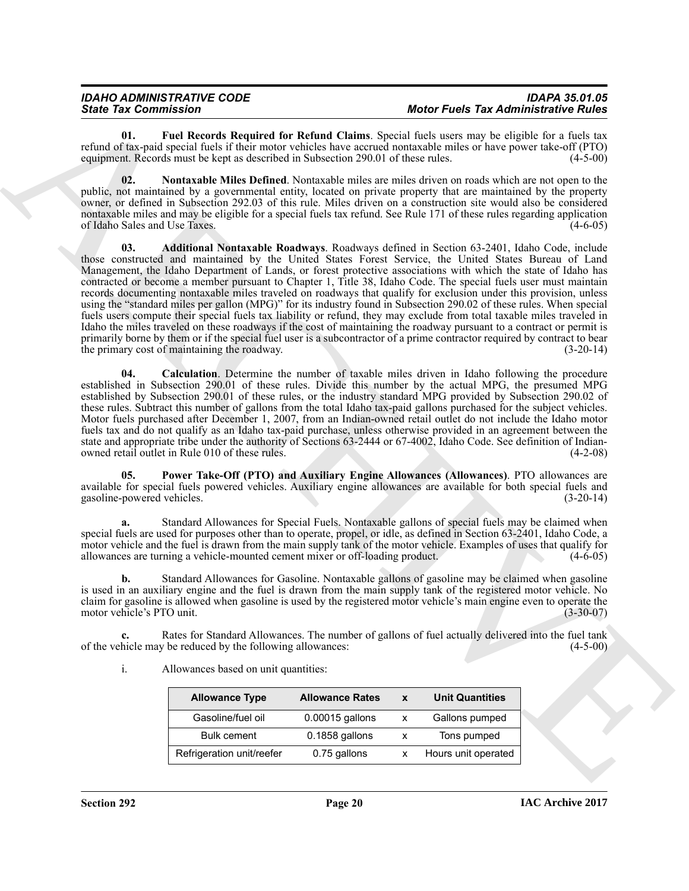**01. Fuel Records Required for Refund Claims**. Special fuels users may be eligible for a fuels tax refund of tax-paid special fuels if their motor vehicles have accrued nontaxable miles or have power take-off (PTO) equipment. Records must be kept as described in Subsection 290.01 of these rules. (4-5-00)

**02. Nontaxable Miles Defined**. Nontaxable miles are miles driven on roads which are not open to the public, not maintained by a governmental entity, located on private property that are maintained by the property owner, or defined in Subsection 292.03 of this rule. Miles driven on a construction site would also be considered nontaxable miles and may be eligible for a special fuels tax refund. See Rule 171 of these rules regarding application of Idaho Sales and Use Taxes. (4-6-05)

**03. Additional Nontaxable Roadways**. Roadways defined in Section 63-2401, Idaho Code, include those constructed and maintained by the United States Forest Service, the United States Bureau of Land Management, the Idaho Department of Lands, or forest protective associations with which the state of Idaho has contracted or become a member pursuant to Chapter 1, Title 38, Idaho Code. The special fuels user must maintain records documenting nontaxable miles traveled on roadways that qualify for exclusion under this provision, unless using the "standard miles per gallon (MPG)" for its industry found in Subsection 290.02 of these rules. When special fuels users compute their special fuels tax liability or refund, they may exclude from total taxable miles traveled in Idaho the miles traveled on these roadways if the cost of maintaining the roadway pursuant to a contract or permit is primarily borne by them or if the special fuel user is a subcontractor of a prime contractor required by contract to bear the primary cost of maintaining the roadway. (3-20-14)

**04. Calculation**. Determine the number of taxable miles driven in Idaho following the procedure established in Subsection 290.01 of these rules. Divide this number by the actual MPG, the presumed MPG established by Subsection 290.01 of these rules, or the industry standard MPG provided by Subsection 290.02 of these rules. Subtract this number of gallons from the total Idaho tax-paid gallons purchased for the subject vehicles. Motor fuels purchased after December 1, 2007, from an Indian-owned retail outlet do not include the Idaho motor fuels tax and do not qualify as an Idaho tax-paid purchase, unless otherwise provided in an agreement between the state and appropriate tribe under the authority of Sections 63-2444 or 67-4002, Idaho Code. See definition of Indian-owned retail outlet in Rule 010 of these rules. (4-2-08)

**05. Power Take-Off (PTO) and Auxiliary Engine Allowances (Allowances)**. PTO allowances are available for special fuels powered vehicles. Auxiliary engine allowances are available for both special fuels and gasoline-powered vehicles. (3-20-14)

**a.** Standard Allowances for Special Fuels. Nontaxable gallons of special fuels may be claimed when special fuels are used for purposes other than to operate, propel, or idle, as defined in Section 63-2401, Idaho Code, a motor vehicle and the fuel is drawn from the main supply tank of the motor vehicle. Examples of uses that qualify for allowances are turning a vehicle-mounted cement mixer or off-loading product. (4-6-05)

**b.** Standard Allowances for Gasoline. Nontaxable gallons of gasoline may be claimed when gasoline is used in an auxiliary engine and the fuel is drawn from the main supply tank of the registered motor vehicle. No claim for gasoline is allowed when gasoline is used by the registered motor vehicle's main engine even to operate the motor vehicle's PTO unit. (3-30-07)

**c.** Rates for Standard Allowances. The number of gallons of fuel actually delivered into the fuel tank of the vehicle may be reduced by the following allowances: (4-5-00)

i. Allowances based on unit quantities:

| Allowance Type | Allowance Rates | x | Unit Quantities |
|---|---|---|---|
| Gasoline/fuel oil | 0.00015 gallons | x | Gallons pumped |
| Bulk cement | 0.1858 gallons | x | Tons pumped |
| Refrigeration unit/reefer | 0.75 gallons | x | Hours unit operated |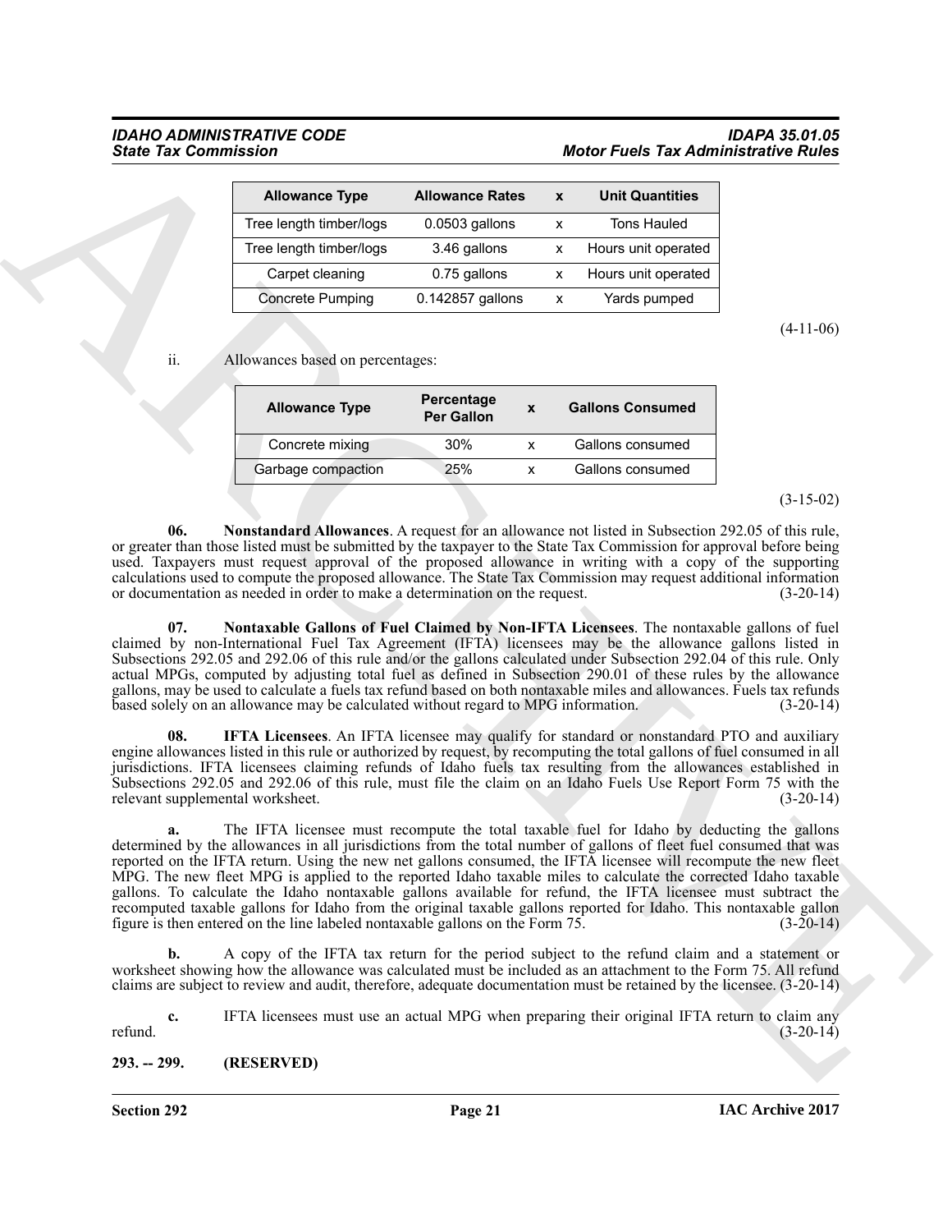| Allowance Type | Allowance Rates | x | Unit Quantities |
|---|---|---|---|
| Tree length timber/logs | 0.0503 gallons | x | Tons Hauled |
| Tree length timber/logs | 3.46 gallons | x | Hours unit operated |
| Carpet cleaning | 0.75 gallons | x | Hours unit operated |
| Concrete Pumping | 0.142857 gallons | x | Yards pumped |

(4-11-06)

ii. Allowances based on percentages:

| Allowance Type | Percentage Per Gallon | x | Gallons Consumed |
|---|---|---|---|
| Concrete mixing | 30% | x | Gallons consumed |
| Garbage compaction | 25% | x | Gallons consumed |

(3-15-02)

**06. Nonstandard Allowances**. A request for an allowance not listed in Subsection 292.05 of this rule, or greater than those listed must be submitted by the taxpayer to the State Tax Commission for approval before being used. Taxpayers must request approval of the proposed allowance in writing with a copy of the supporting calculations used to compute the proposed allowance. The State Tax Commission may request additional information or documentation as needed in order to make a determination on the request. (3-20-14)

**07. Nontaxable Gallons of Fuel Claimed by Non-IFTA Licensees**. The nontaxable gallons of fuel claimed by non-International Fuel Tax Agreement (IFTA) licensees may be the allowance gallons listed in Subsections 292.05 and 292.06 of this rule and/or the gallons calculated under Subsection 292.04 of this rule. Only actual MPGs, computed by adjusting total fuel as defined in Subsection 290.01 of these rules by the allowance gallons, may be used to calculate a fuels tax refund based on both nontaxable miles and allowances. Fuels tax refunds based solely on an allowance may be calculated without regard to MPG information. (3-20-14)

**08. IFTA Licensees**. An IFTA licensee may qualify for standard or nonstandard PTO and auxiliary engine allowances listed in this rule or authorized by request, by recomputing the total gallons of fuel consumed in all jurisdictions. IFTA licensees claiming refunds of Idaho fuels tax resulting from the allowances established in Subsections 292.05 and 292.06 of this rule, must file the claim on an Idaho Fuels Use Report Form 75 with the relevant supplemental worksheet. (3-20-14)

**a.** The IFTA licensee must recompute the total taxable fuel for Idaho by deducting the gallons determined by the allowances in all jurisdictions from the total number of gallons of fleet fuel consumed that was reported on the IFTA return. Using the new net gallons consumed, the IFTA licensee will recompute the new fleet MPG. The new fleet MPG is applied to the reported Idaho taxable miles to calculate the corrected Idaho taxable gallons. To calculate the Idaho nontaxable gallons available for refund, the IFTA licensee must subtract the recomputed taxable gallons for Idaho from the original taxable gallons reported for Idaho. This nontaxable gallon figure is then entered on the line labeled nontaxable gallons on the Form 75. (3-20-14)

**b.** A copy of the IFTA tax return for the period subject to the refund claim and a statement or worksheet showing how the allowance was calculated must be included as an attachment to the Form 75. All refund claims are subject to review and audit, therefore, adequate documentation must be retained by the licensee. (3-20-14)

**c.** IFTA licensees must use an actual MPG when preparing their original IFTA return to claim any refund. (3-20-14)

**293. -- 299. (RESERVED)**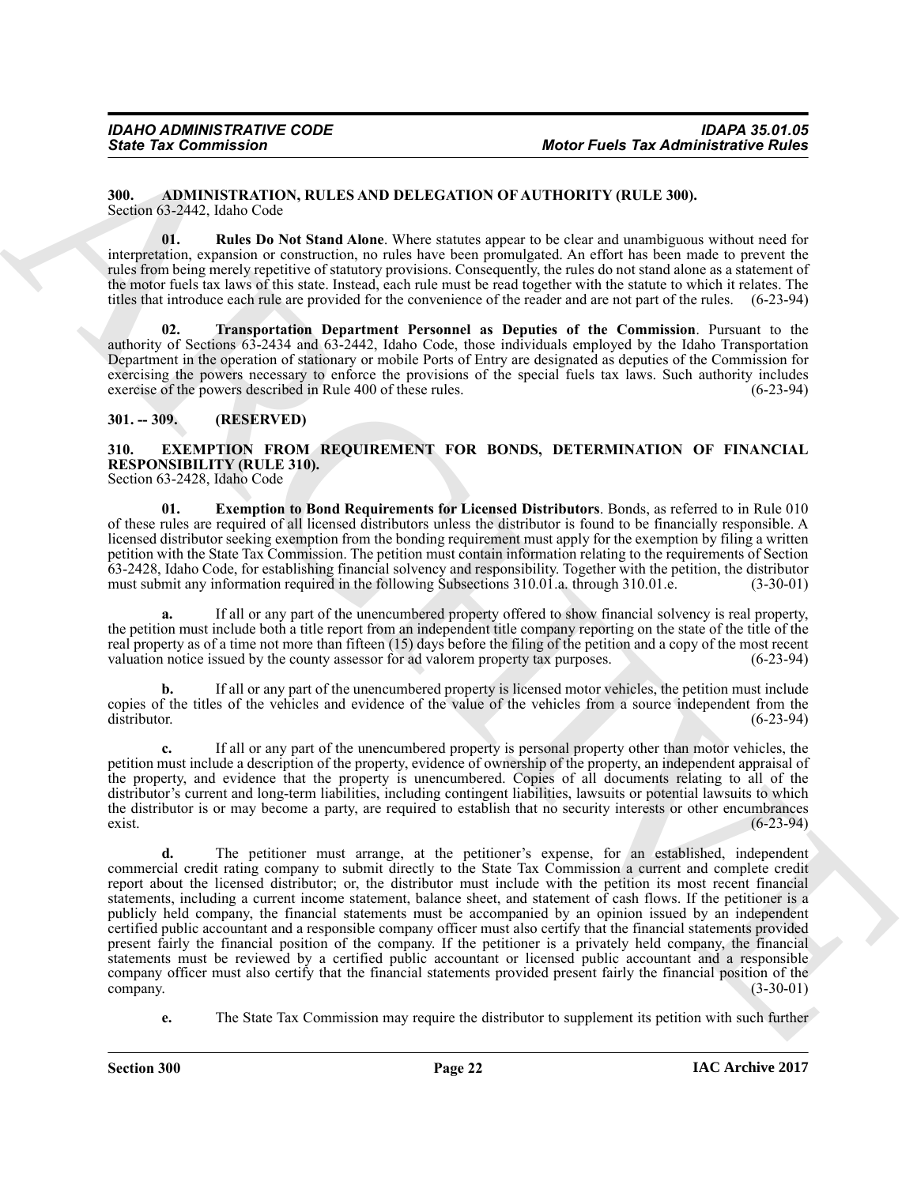**300. ADMINISTRATION, RULES AND DELEGATION OF AUTHORITY (RULE 300).**
Section 63-2442, Idaho Code

**01. Rules Do Not Stand Alone**. Where statutes appear to be clear and unambiguous without need for interpretation, expansion or construction, no rules have been promulgated. An effort has been made to prevent the rules from being merely repetitive of statutory provisions. Consequently, the rules do not stand alone as a statement of the motor fuels tax laws of this state. Instead, each rule must be read together with the statute to which it relates. The titles that introduce each rule are provided for the convenience of the reader and are not part of the rules. (6-23-94)

**02. Transportation Department Personnel as Deputies of the Commission**. Pursuant to the authority of Sections 63-2434 and 63-2442, Idaho Code, those individuals employed by the Idaho Transportation Department in the operation of stationary or mobile Ports of Entry are designated as deputies of the Commission for exercising the powers necessary to enforce the provisions of the special fuels tax laws. Such authority includes exercise of the powers described in Rule 400 of these rules. (6-23-94)

**301. -- 309. (RESERVED)**

**310. EXEMPTION FROM REQUIREMENT FOR BONDS, DETERMINATION OF FINANCIAL RESPONSIBILITY (RULE 310).**
Section 63-2428, Idaho Code

**01. Exemption to Bond Requirements for Licensed Distributors**. Bonds, as referred to in Rule 010 of these rules are required of all licensed distributors unless the distributor is found to be financially responsible. A licensed distributor seeking exemption from the bonding requirement must apply for the exemption by filing a written petition with the State Tax Commission. The petition must contain information relating to the requirements of Section 63-2428, Idaho Code, for establishing financial solvency and responsibility. Together with the petition, the distributor must submit any information required in the following Subsections 310.01.a. through 310.01.e. (3-30-01)

**a.** If all or any part of the unencumbered property offered to show financial solvency is real property, the petition must include both a title report from an independent title company reporting on the state of the title of the real property as of a time not more than fifteen (15) days before the filing of the petition and a copy of the most recent valuation notice issued by the county assessor for ad valorem property tax purposes. (6-23-94)

**b.** If all or any part of the unencumbered property is licensed motor vehicles, the petition must include copies of the titles of the vehicles and evidence of the value of the vehicles from a source independent from the distributor. (6-23-94)

**c.** If all or any part of the unencumbered property is personal property other than motor vehicles, the petition must include a description of the property, evidence of ownership of the property, an independent appraisal of the property, and evidence that the property is unencumbered. Copies of all documents relating to all of the distributor's current and long-term liabilities, including contingent liabilities, lawsuits or potential lawsuits to which the distributor is or may become a party, are required to establish that no security interests or other encumbrances exist. (6-23-94)

**d.** The petitioner must arrange, at the petitioner's expense, for an established, independent commercial credit rating company to submit directly to the State Tax Commission a current and complete credit report about the licensed distributor; or, the distributor must include with the petition its most recent financial statements, including a current income statement, balance sheet, and statement of cash flows. If the petitioner is a publicly held company, the financial statements must be accompanied by an opinion issued by an independent certified public accountant and a responsible company officer must also certify that the financial statements provided present fairly the financial position of the company. If the petitioner is a privately held company, the financial statements must be reviewed by a certified public accountant or licensed public accountant and a responsible company officer must also certify that the financial statements provided present fairly the financial position of the company. (3-30-01)

**e.** The State Tax Commission may require the distributor to supplement its petition with such further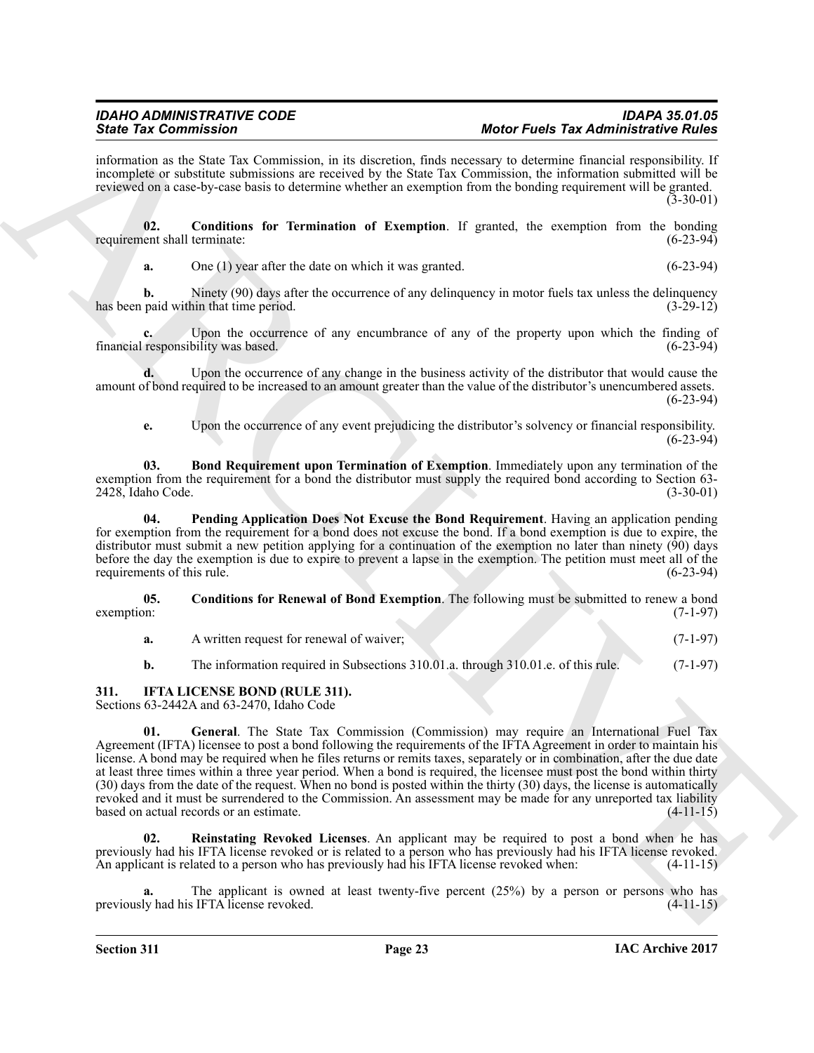information as the State Tax Commission, in its discretion, finds necessary to determine financial responsibility. If incomplete or substitute submissions are received by the State Tax Commission, the information submitted will be reviewed on a case-by-case basis to determine whether an exemption from the bonding requirement will be granted. (3-30-01)

**02. Conditions for Termination of Exemption**. If granted, the exemption from the bonding requirement shall terminate: (6-23-94)

**a.** One (1) year after the date on which it was granted. (6-23-94)

**b.** Ninety (90) days after the occurrence of any delinquency in motor fuels tax unless the delinquency has been paid within that time period. (3-29-12)

**c.** Upon the occurrence of any encumbrance of any of the property upon which the finding of financial responsibility was based. (6-23-94)

**d.** Upon the occurrence of any change in the business activity of the distributor that would cause the amount of bond required to be increased to an amount greater than the value of the distributor's unencumbered assets. (6-23-94)

**e.** Upon the occurrence of any event prejudicing the distributor's solvency or financial responsibility. (6-23-94)

**03. Bond Requirement upon Termination of Exemption**. Immediately upon any termination of the exemption from the requirement for a bond the distributor must supply the required bond according to Section 63-2428, Idaho Code. (3-30-01)

**04. Pending Application Does Not Excuse the Bond Requirement**. Having an application pending for exemption from the requirement for a bond does not excuse the bond. If a bond exemption is due to expire, the distributor must submit a new petition applying for a continuation of the exemption no later than ninety (90) days before the day the exemption is due to expire to prevent a lapse in the exemption. The petition must meet all of the requirements of this rule. (6-23-94)

**05. Conditions for Renewal of Bond Exemption**. The following must be submitted to renew a bond exemption: (7-1-97)

**a.** A written request for renewal of waiver; (7-1-97)

**b.** The information required in Subsections 310.01.a. through 310.01.e. of this rule. (7-1-97)

## 311. IFTA LICENSE BOND (RULE 311).

Sections 63-2442A and 63-2470, Idaho Code

**01. General**. The State Tax Commission (Commission) may require an International Fuel Tax Agreement (IFTA) licensee to post a bond following the requirements of the IFTA Agreement in order to maintain his license. A bond may be required when he files returns or remits taxes, separately or in combination, after the due date at least three times within a three year period. When a bond is required, the licensee must post the bond within thirty (30) days from the date of the request. When no bond is posted within the thirty (30) days, the license is automatically revoked and it must be surrendered to the Commission. An assessment may be made for any unreported tax liability based on actual records or an estimate. (4-11-15)

**02. Reinstating Revoked Licenses**. An applicant may be required to post a bond when he has previously had his IFTA license revoked or is related to a person who has previously had his IFTA license revoked. An applicant is related to a person who has previously had his IFTA license revoked when: (4-11-15)

**a.** The applicant is owned at least twenty-five percent (25%) by a person or persons who has previously had his IFTA license revoked. (4-11-15)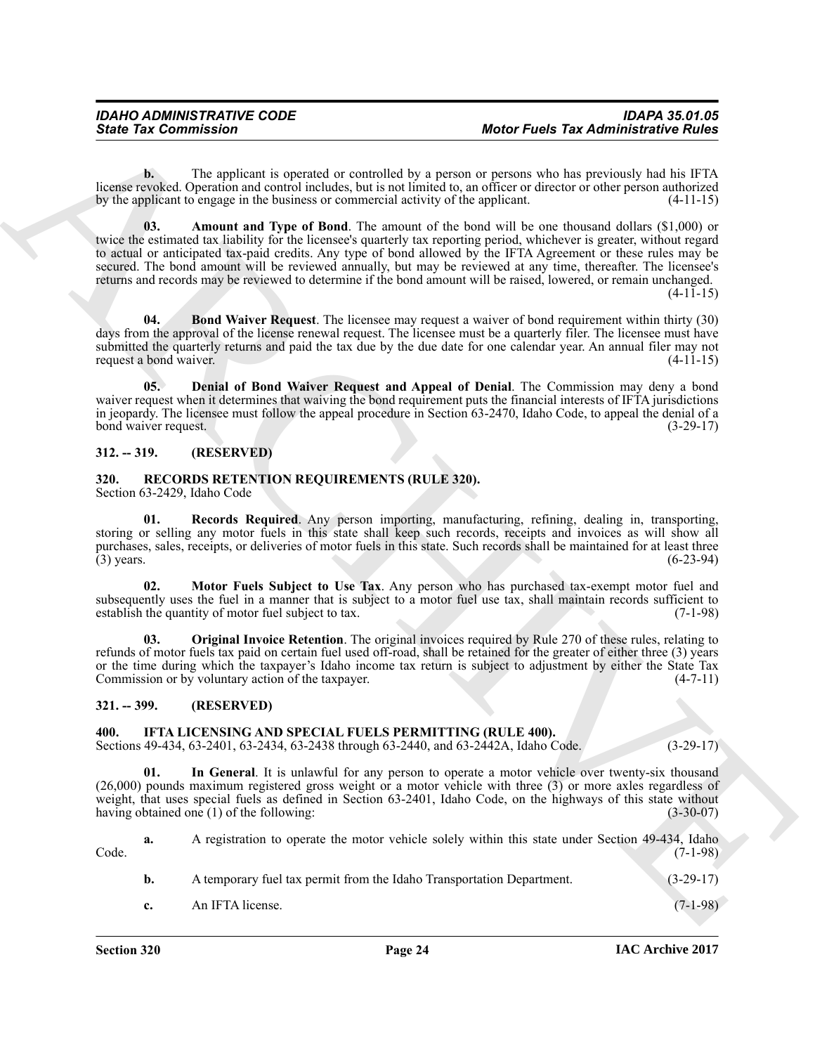**b.** The applicant is operated or controlled by a person or persons who has previously had his IFTA license revoked. Operation and control includes, but is not limited to, an officer or director or other person authorized by the applicant to engage in the business or commercial activity of the applicant. (4-11-15)

**03. Amount and Type of Bond**. The amount of the bond will be one thousand dollars ($1,000) or twice the estimated tax liability for the licensee's quarterly tax reporting period, whichever is greater, without regard to actual or anticipated tax-paid credits. Any type of bond allowed by the IFTA Agreement or these rules may be secured. The bond amount will be reviewed annually, but may be reviewed at any time, thereafter. The licensee's returns and records may be reviewed to determine if the bond amount will be raised, lowered, or remain unchanged. (4-11-15)

**04. Bond Waiver Request**. The licensee may request a waiver of bond requirement within thirty (30) days from the approval of the license renewal request. The licensee must be a quarterly filer. The licensee must have submitted the quarterly returns and paid the tax due by the due date for one calendar year. An annual filer may not request a bond waiver. (4-11-15)

**05. Denial of Bond Waiver Request and Appeal of Denial**. The Commission may deny a bond waiver request when it determines that waiving the bond requirement puts the financial interests of IFTA jurisdictions in jeopardy. The licensee must follow the appeal procedure in Section 63-2470, Idaho Code, to appeal the denial of a bond waiver request. (3-29-17)

## 312. -- 319. (RESERVED)

## 320. RECORDS RETENTION REQUIREMENTS (RULE 320).

Section 63-2429, Idaho Code

**01. Records Required**. Any person importing, manufacturing, refining, dealing in, transporting, storing or selling any motor fuels in this state shall keep such records, receipts and invoices as will show all purchases, sales, receipts, or deliveries of motor fuels in this state. Such records shall be maintained for at least three (3) years. (6-23-94)

**02. Motor Fuels Subject to Use Tax**. Any person who has purchased tax-exempt motor fuel and subsequently uses the fuel in a manner that is subject to a motor fuel use tax, shall maintain records sufficient to establish the quantity of motor fuel subject to tax. (7-1-98)

**03. Original Invoice Retention**. The original invoices required by Rule 270 of these rules, relating to refunds of motor fuels tax paid on certain fuel used off-road, shall be retained for the greater of either three (3) years or the time during which the taxpayer's Idaho income tax return is subject to adjustment by either the State Tax Commission or by voluntary action of the taxpayer. (4-7-11)

## 321. -- 399. (RESERVED)

## 400. IFTA LICENSING AND SPECIAL FUELS PERMITTING (RULE 400).

Sections 49-434, 63-2401, 63-2434, 63-2438 through 63-2440, and 63-2442A, Idaho Code. (3-29-17)

**01. In General**. It is unlawful for any person to operate a motor vehicle over twenty-six thousand (26,000) pounds maximum registered gross weight or a motor vehicle with three (3) or more axles regardless of weight, that uses special fuels as defined in Section 63-2401, Idaho Code, on the highways of this state without having obtained one (1) of the following: (3-30-07)

**a.** A registration to operate the motor vehicle solely within this state under Section 49-434, Idaho Code. (7-1-98)

**b.** A temporary fuel tax permit from the Idaho Transportation Department. (3-29-17)

**c.** An IFTA license. (7-1-98)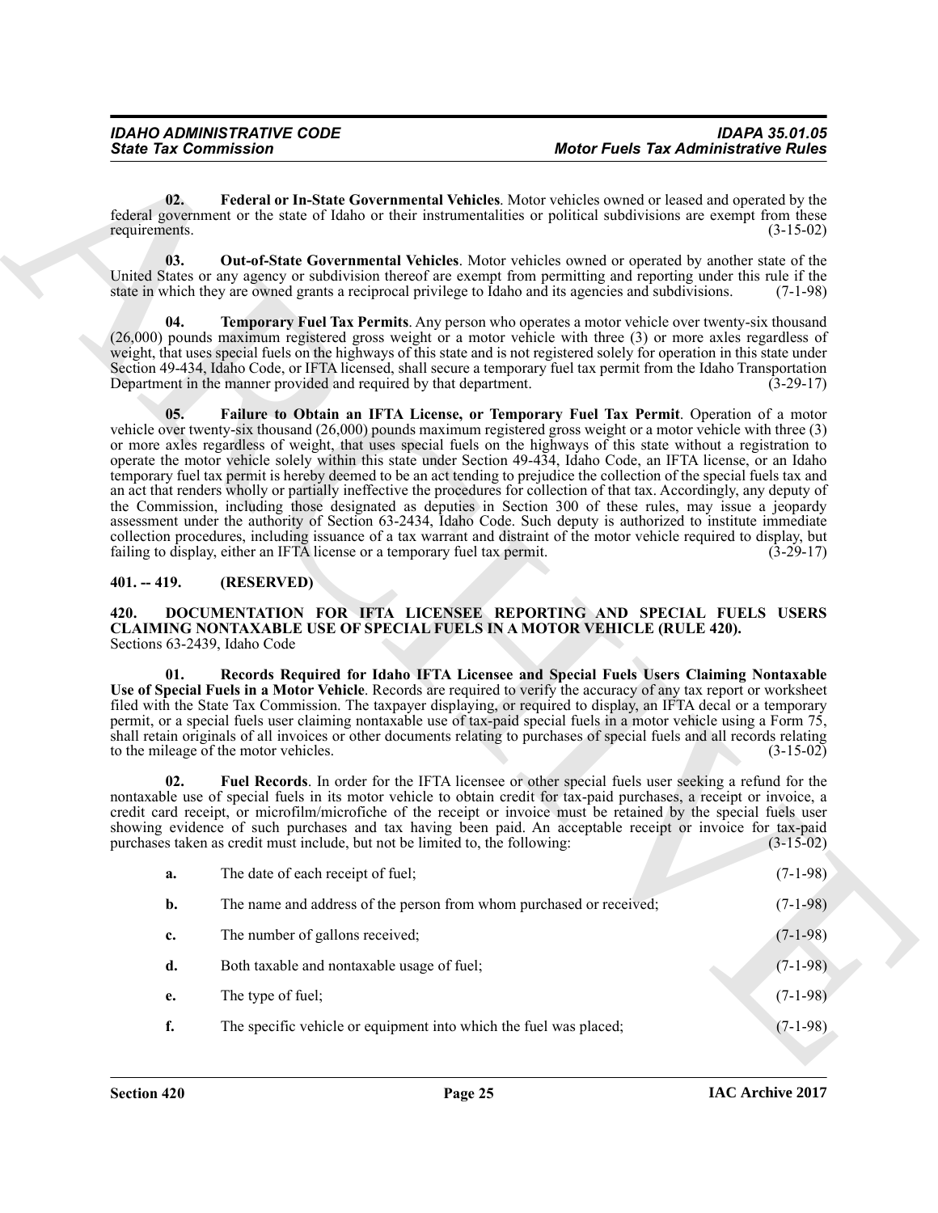**02. Federal or In-State Governmental Vehicles**. Motor vehicles owned or leased and operated by the federal government or the state of Idaho or their instrumentalities or political subdivisions are exempt from these requirements. (3-15-02)

**03. Out-of-State Governmental Vehicles**. Motor vehicles owned or operated by another state of the United States or any agency or subdivision thereof are exempt from permitting and reporting under this rule if the state in which they are owned grants a reciprocal privilege to Idaho and its agencies and subdivisions. (7-1-98)

**04. Temporary Fuel Tax Permits**. Any person who operates a motor vehicle over twenty-six thousand (26,000) pounds maximum registered gross weight or a motor vehicle with three (3) or more axles regardless of weight, that uses special fuels on the highways of this state and is not registered solely for operation in this state under Section 49-434, Idaho Code, or IFTA licensed, shall secure a temporary fuel tax permit from the Idaho Transportation Department in the manner provided and required by that department. (3-29-17)

**05. Failure to Obtain an IFTA License, or Temporary Fuel Tax Permit**. Operation of a motor vehicle over twenty-six thousand (26,000) pounds maximum registered gross weight or a motor vehicle with three (3) or more axles regardless of weight, that uses special fuels on the highways of this state without a registration to operate the motor vehicle solely within this state under Section 49-434, Idaho Code, an IFTA license, or an Idaho temporary fuel tax permit is hereby deemed to be an act tending to prejudice the collection of the special fuels tax and an act that renders wholly or partially ineffective the procedures for collection of that tax. Accordingly, any deputy of the Commission, including those designated as deputies in Section 300 of these rules, may issue a jeopardy assessment under the authority of Section 63-2434, Idaho Code. Such deputy is authorized to institute immediate collection procedures, including issuance of a tax warrant and distraint of the motor vehicle required to display, but failing to display, either an IFTA license or a temporary fuel tax permit. (3-29-17)

## 401. -- 419. (RESERVED)

## 420. DOCUMENTATION FOR IFTA LICENSEE REPORTING AND SPECIAL FUELS USERS CLAIMING NONTAXABLE USE OF SPECIAL FUELS IN A MOTOR VEHICLE (RULE 420).

Sections 63-2439, Idaho Code

**01. Records Required for Idaho IFTA Licensee and Special Fuels Users Claiming Nontaxable Use of Special Fuels in a Motor Vehicle**. Records are required to verify the accuracy of any tax report or worksheet filed with the State Tax Commission. The taxpayer displaying, or required to display, an IFTA decal or a temporary permit, or a special fuels user claiming nontaxable use of tax-paid special fuels in a motor vehicle using a Form 75, shall retain originals of all invoices or other documents relating to purchases of special fuels and all records relating to the mileage of the motor vehicles. (3-15-02)

**02. Fuel Records**. In order for the IFTA licensee or other special fuels user seeking a refund for the nontaxable use of special fuels in its motor vehicle to obtain credit for tax-paid purchases, a receipt or invoice, a credit card receipt, or microfilm/microfiche of the receipt or invoice must be retained by the special fuels user showing evidence of such purchases and tax having been paid. An acceptable receipt or invoice for tax-paid purchases taken as credit must include, but not be limited to, the following: (3-15-02)

**a.** The date of each receipt of fuel; (7-1-98)

**b.** The name and address of the person from whom purchased or received; (7-1-98)

**c.** The number of gallons received; (7-1-98)

**d.** Both taxable and nontaxable usage of fuel; (7-1-98)

**e.** The type of fuel; (7-1-98)

**f.** The specific vehicle or equipment into which the fuel was placed; (7-1-98)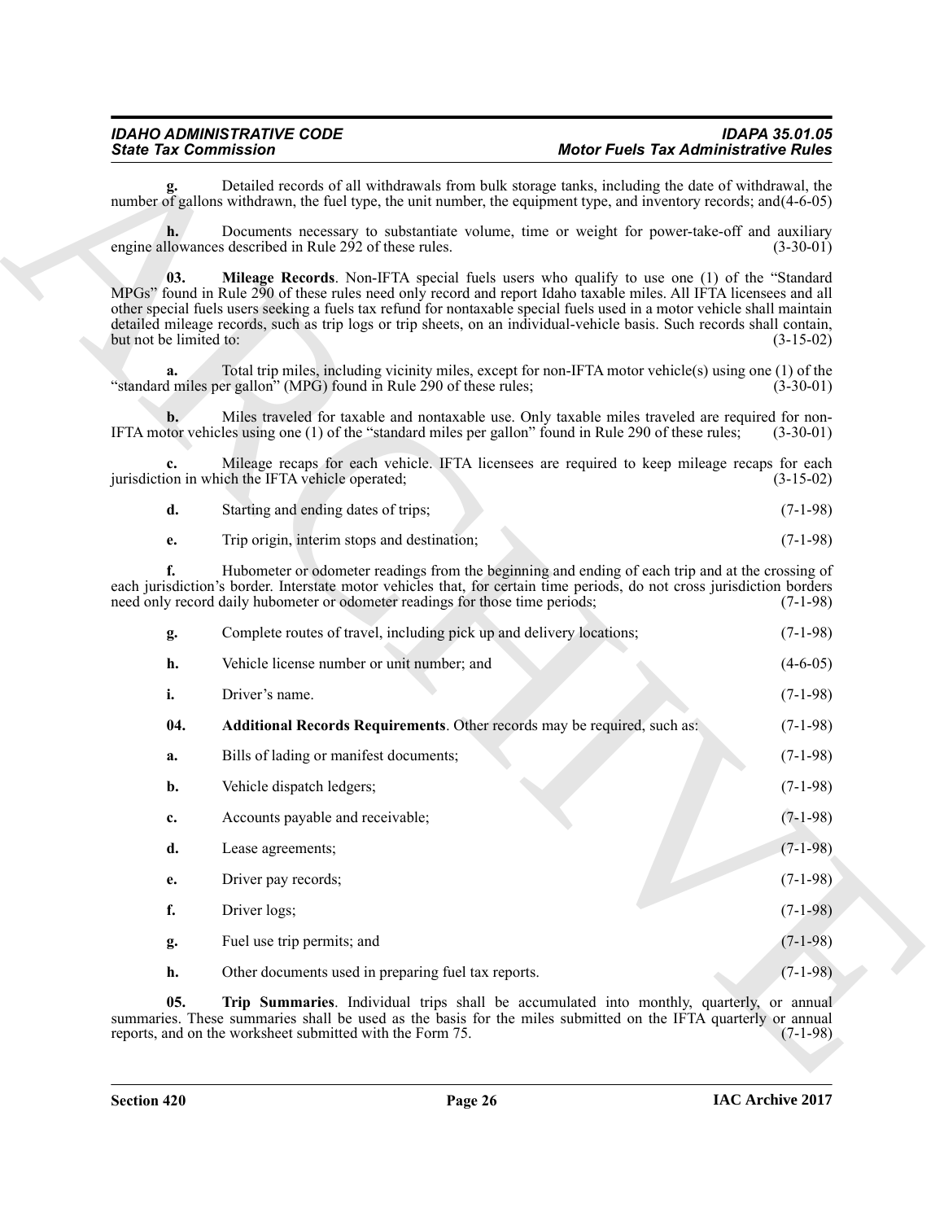**g.** Detailed records of all withdrawals from bulk storage tanks, including the date of withdrawal, the number of gallons withdrawn, the fuel type, the unit number, the equipment type, and inventory records; and (4-6-05)

**h.** Documents necessary to substantiate volume, time or weight for power-take-off and auxiliary engine allowances described in Rule 292 of these rules. (3-30-01)

**03. Mileage Records**. Non-IFTA special fuels users who qualify to use one (1) of the "Standard MPGs" found in Rule 290 of these rules need only record and report Idaho taxable miles. All IFTA licensees and all other special fuels users seeking a fuels tax refund for nontaxable special fuels used in a motor vehicle shall maintain detailed mileage records, such as trip logs or trip sheets, on an individual-vehicle basis. Such records shall contain, but not be limited to: (3-15-02)

**a.** Total trip miles, including vicinity miles, except for non-IFTA motor vehicle(s) using one (1) of the "standard miles per gallon" (MPG) found in Rule 290 of these rules; (3-30-01)

**b.** Miles traveled for taxable and nontaxable use. Only taxable miles traveled are required for non-IFTA motor vehicles using one (1) of the "standard miles per gallon" found in Rule 290 of these rules; (3-30-01)

**c.** Mileage recaps for each vehicle. IFTA licensees are required to keep mileage recaps for each jurisdiction in which the IFTA vehicle operated; (3-15-02)

**d.** Starting and ending dates of trips; (7-1-98)

**e.** Trip origin, interim stops and destination; (7-1-98)

**f.** Hubometer or odometer readings from the beginning and ending of each trip and at the crossing of each jurisdiction's border. Interstate motor vehicles that, for certain time periods, do not cross jurisdiction borders need only record daily hubometer or odometer readings for those time periods; (7-1-98)

**g.** Complete routes of travel, including pick up and delivery locations; (7-1-98)

**h.** Vehicle license number or unit number; and (4-6-05)

**i.** Driver's name. (7-1-98)

**04. Additional Records Requirements**. Other records may be required, such as: (7-1-98)

**a.** Bills of lading or manifest documents; (7-1-98)

**b.** Vehicle dispatch ledgers; (7-1-98)

**c.** Accounts payable and receivable; (7-1-98)

**d.** Lease agreements; (7-1-98)

**e.** Driver pay records; (7-1-98)

**f.** Driver logs; (7-1-98)

**g.** Fuel use trip permits; and (7-1-98)

**h.** Other documents used in preparing fuel tax reports. (7-1-98)

**05. Trip Summaries**. Individual trips shall be accumulated into monthly, quarterly, or annual summaries. These summaries shall be used as the basis for the miles submitted on the IFTA quarterly or annual reports, and on the worksheet submitted with the Form 75. (7-1-98)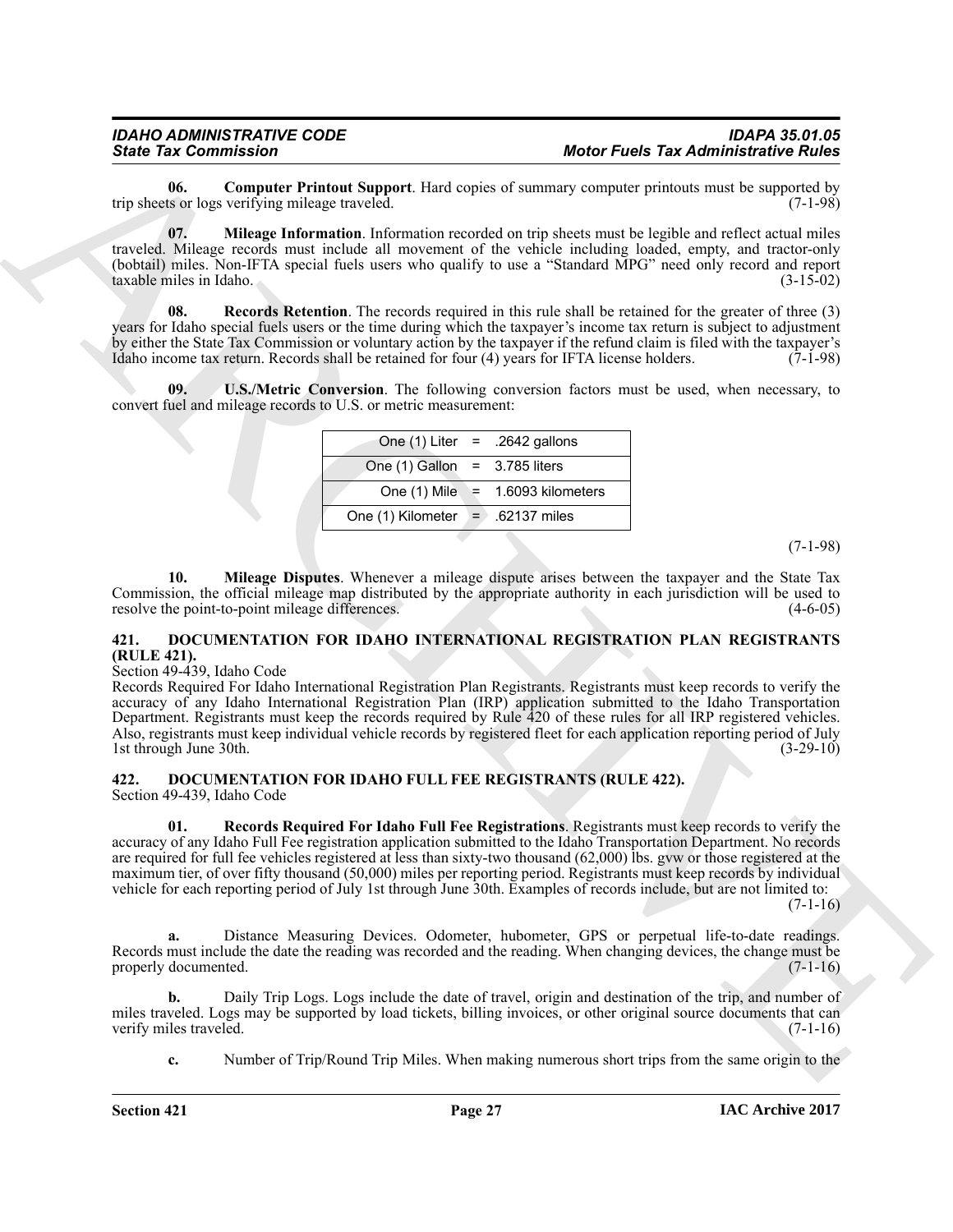**06. Computer Printout Support**. Hard copies of summary computer printouts must be supported by trip sheets or logs verifying mileage traveled. (7-1-98)

**07. Mileage Information**. Information recorded on trip sheets must be legible and reflect actual miles traveled. Mileage records must include all movement of the vehicle including loaded, empty, and tractor-only (bobtail) miles. Non-IFTA special fuels users who qualify to use a "Standard MPG" need only record and report taxable miles in Idaho. (3-15-02)

**08. Records Retention**. The records required in this rule shall be retained for the greater of three (3) years for Idaho special fuels users or the time during which the taxpayer's income tax return is subject to adjustment by either the State Tax Commission or voluntary action by the taxpayer if the refund claim is filed with the taxpayer's Idaho income tax return. Records shall be retained for four (4) years for IFTA license holders. (7-1-98)

**09. U.S./Metric Conversion**. The following conversion factors must be used, when necessary, to convert fuel and mileage records to U.S. or metric measurement:

| | | |
|---|---|---|
| One (1) Liter | = | .2642 gallons |
| One (1) Gallon | = | 3.785 liters |
| One (1) Mile | = | 1.6093 kilometers |
| One (1) Kilometer | = | .62137 miles |

(7-1-98)

**10. Mileage Disputes**. Whenever a mileage dispute arises between the taxpayer and the State Tax Commission, the official mileage map distributed by the appropriate authority in each jurisdiction will be used to resolve the point-to-point mileage differences. (4-6-05)

## 421. DOCUMENTATION FOR IDAHO INTERNATIONAL REGISTRATION PLAN REGISTRANTS (RULE 421).

Section 49-439, Idaho Code

Records Required For Idaho International Registration Plan Registrants. Registrants must keep records to verify the accuracy of any Idaho International Registration Plan (IRP) application submitted to the Idaho Transportation Department. Registrants must keep the records required by Rule 420 of these rules for all IRP registered vehicles. Also, registrants must keep individual vehicle records by registered fleet for each application reporting period of July 1st through June 30th. (3-29-10)

## 422. DOCUMENTATION FOR IDAHO FULL FEE REGISTRANTS (RULE 422).

Section 49-439, Idaho Code

**01. Records Required For Idaho Full Fee Registrations**. Registrants must keep records to verify the accuracy of any Idaho Full Fee registration application submitted to the Idaho Transportation Department. No records are required for full fee vehicles registered at less than sixty-two thousand (62,000) lbs. gvw or those registered at the maximum tier, of over fifty thousand (50,000) miles per reporting period. Registrants must keep records by individual vehicle for each reporting period of July 1st through June 30th. Examples of records include, but are not limited to: (7-1-16)

**a.** Distance Measuring Devices. Odometer, hubometer, GPS or perpetual life-to-date readings. Records must include the date the reading was recorded and the reading. When changing devices, the change must be properly documented. (7-1-16)

**b.** Daily Trip Logs. Logs include the date of travel, origin and destination of the trip, and number of miles traveled. Logs may be supported by load tickets, billing invoices, or other original source documents that can verify miles traveled. (7-1-16)

**c.** Number of Trip/Round Trip Miles. When making numerous short trips from the same origin to the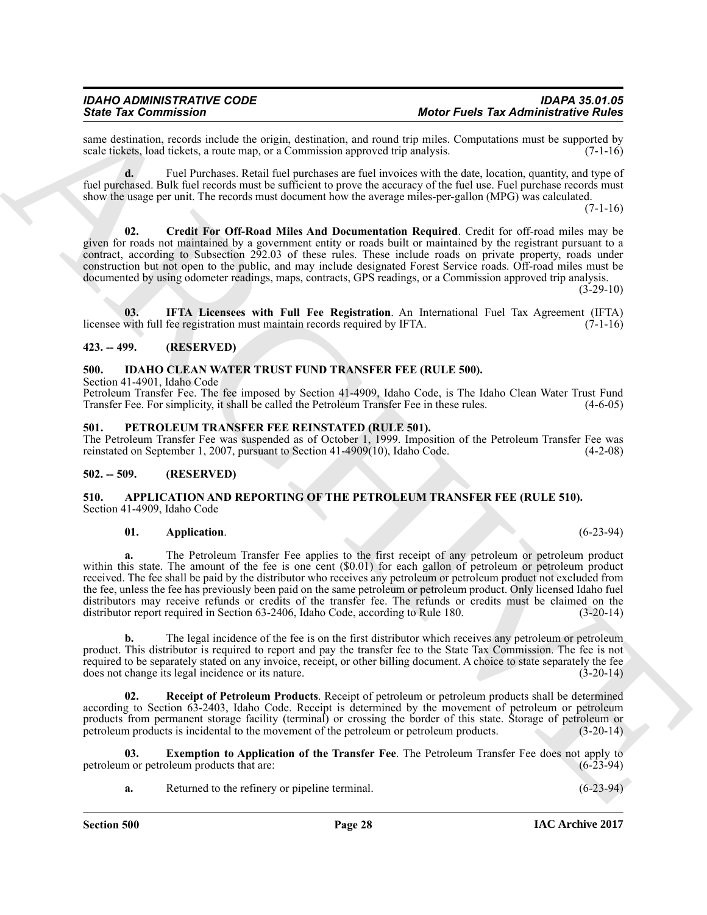same destination, records include the origin, destination, and round trip miles. Computations must be supported by scale tickets, load tickets, a route map, or a Commission approved trip analysis. (7-1-16)

**d.** Fuel Purchases. Retail fuel purchases are fuel invoices with the date, location, quantity, and type of fuel purchased. Bulk fuel records must be sufficient to prove the accuracy of the fuel use. Fuel purchase records must show the usage per unit. The records must document how the average miles-per-gallon (MPG) was calculated. (7-1-16)

**02. Credit For Off-Road Miles And Documentation Required**. Credit for off-road miles may be given for roads not maintained by a government entity or roads built or maintained by the registrant pursuant to a contract, according to Subsection 292.03 of these rules. These include roads on private property, roads under construction but not open to the public, and may include designated Forest Service roads. Off-road miles must be documented by using odometer readings, maps, contracts, GPS readings, or a Commission approved trip analysis. (3-29-10)

**03. IFTA Licensees with Full Fee Registration**. An International Fuel Tax Agreement (IFTA) licensee with full fee registration must maintain records required by IFTA. (7-1-16)

## 423. -- 499. (RESERVED)

## 500. IDAHO CLEAN WATER TRUST FUND TRANSFER FEE (RULE 500).

Section 41-4901, Idaho Code

Petroleum Transfer Fee. The fee imposed by Section 41-4909, Idaho Code, is The Idaho Clean Water Trust Fund Transfer Fee. For simplicity, it shall be called the Petroleum Transfer Fee in these rules. (4-6-05)

## 501. PETROLEUM TRANSFER FEE REINSTATED (RULE 501).

The Petroleum Transfer Fee was suspended as of October 1, 1999. Imposition of the Petroleum Transfer Fee was reinstated on September 1, 2007, pursuant to Section 41-4909(10), Idaho Code. (4-2-08)

## 502. -- 509. (RESERVED)

## 510. APPLICATION AND REPORTING OF THE PETROLEUM TRANSFER FEE (RULE 510).

Section 41-4909, Idaho Code

**01. Application**. (6-23-94)

**a.** The Petroleum Transfer Fee applies to the first receipt of any petroleum or petroleum product within this state. The amount of the fee is one cent ($0.01) for each gallon of petroleum or petroleum product received. The fee shall be paid by the distributor who receives any petroleum or petroleum product not excluded from the fee, unless the fee has previously been paid on the same petroleum or petroleum product. Only licensed Idaho fuel distributors may receive refunds or credits of the transfer fee. The refunds or credits must be claimed on the distributor report required in Section 63-2406, Idaho Code, according to Rule 180. (3-20-14)

**b.** The legal incidence of the fee is on the first distributor which receives any petroleum or petroleum product. This distributor is required to report and pay the transfer fee to the State Tax Commission. The fee is not required to be separately stated on any invoice, receipt, or other billing document. A choice to state separately the fee does not change its legal incidence or its nature. (3-20-14)

**02. Receipt of Petroleum Products**. Receipt of petroleum or petroleum products shall be determined according to Section 63-2403, Idaho Code. Receipt is determined by the movement of petroleum or petroleum products from permanent storage facility (terminal) or crossing the border of this state. Storage of petroleum or petroleum products is incidental to the movement of the petroleum or petroleum products. (3-20-14)

**03. Exemption to Application of the Transfer Fee**. The Petroleum Transfer Fee does not apply to petroleum or petroleum products that are: (6-23-94)

**a.** Returned to the refinery or pipeline terminal. (6-23-94)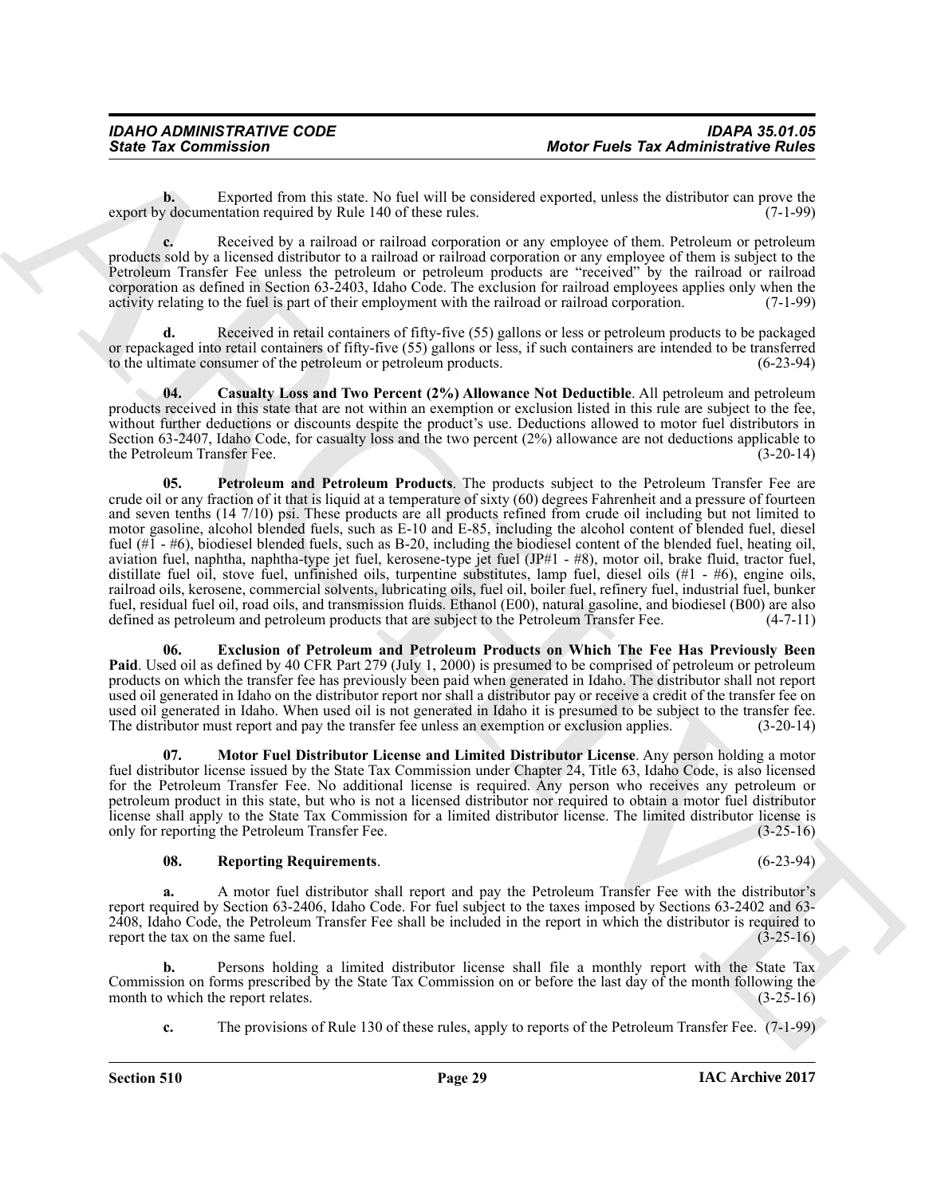**b.** Exported from this state. No fuel will be considered exported, unless the distributor can prove the export by documentation required by Rule 140 of these rules. (7-1-99)

**c.** Received by a railroad or railroad corporation or any employee of them. Petroleum or petroleum products sold by a licensed distributor to a railroad or railroad corporation or any employee of them is subject to the Petroleum Transfer Fee unless the petroleum or petroleum products are "received" by the railroad or railroad corporation as defined in Section 63-2403, Idaho Code. The exclusion for railroad employees applies only when the activity relating to the fuel is part of their employment with the railroad or railroad corporation. (7-1-99)

**d.** Received in retail containers of fifty-five (55) gallons or less or petroleum products to be packaged or repackaged into retail containers of fifty-five (55) gallons or less, if such containers are intended to be transferred to the ultimate consumer of the petroleum or petroleum products. (6-23-94)

**04. Casualty Loss and Two Percent (2%) Allowance Not Deductible**. All petroleum and petroleum products received in this state that are not within an exemption or exclusion listed in this rule are subject to the fee, without further deductions or discounts despite the product's use. Deductions allowed to motor fuel distributors in Section 63-2407, Idaho Code, for casualty loss and the two percent (2%) allowance are not deductions applicable to the Petroleum Transfer Fee. (3-20-14)

**05. Petroleum and Petroleum Products**. The products subject to the Petroleum Transfer Fee are crude oil or any fraction of it that is liquid at a temperature of sixty (60) degrees Fahrenheit and a pressure of fourteen and seven tenths (14 7/10) psi. These products are all products refined from crude oil including but not limited to motor gasoline, alcohol blended fuels, such as E-10 and E-85, including the alcohol content of blended fuel, diesel fuel (#1 - #6), biodiesel blended fuels, such as B-20, including the biodiesel content of the blended fuel, heating oil, aviation fuel, naphtha, naphtha-type jet fuel, kerosene-type jet fuel (JP#1 - #8), motor oil, brake fluid, tractor fuel, distillate fuel oil, stove fuel, unfinished oils, turpentine substitutes, lamp fuel, diesel oils (#1 - #6), engine oils, railroad oils, kerosene, commercial solvents, lubricating oils, fuel oil, boiler fuel, refinery fuel, industrial fuel, bunker fuel, residual fuel oil, road oils, and transmission fluids. Ethanol (E00), natural gasoline, and biodiesel (B00) are also defined as petroleum and petroleum products that are subject to the Petroleum Transfer Fee. (4-7-11)

**06. Exclusion of Petroleum and Petroleum Products on Which The Fee Has Previously Been Paid**. Used oil as defined by 40 CFR Part 279 (July 1, 2000) is presumed to be comprised of petroleum or petroleum products on which the transfer fee has previously been paid when generated in Idaho. The distributor shall not report used oil generated in Idaho on the distributor report nor shall a distributor pay or receive a credit of the transfer fee on used oil generated in Idaho. When used oil is not generated in Idaho it is presumed to be subject to the transfer fee. The distributor must report and pay the transfer fee unless an exemption or exclusion applies. (3-20-14)

**07. Motor Fuel Distributor License and Limited Distributor License**. Any person holding a motor fuel distributor license issued by the State Tax Commission under Chapter 24, Title 63, Idaho Code, is also licensed for the Petroleum Transfer Fee. No additional license is required. Any person who receives any petroleum or petroleum product in this state, but who is not a licensed distributor nor required to obtain a motor fuel distributor license shall apply to the State Tax Commission for a limited distributor license. The limited distributor license is only for reporting the Petroleum Transfer Fee. (3-25-16)

**08. Reporting Requirements**. (6-23-94)

**a.** A motor fuel distributor shall report and pay the Petroleum Transfer Fee with the distributor's report required by Section 63-2406, Idaho Code. For fuel subject to the taxes imposed by Sections 63-2402 and 63-2408, Idaho Code, the Petroleum Transfer Fee shall be included in the report in which the distributor is required to report the tax on the same fuel. (3-25-16)

**b.** Persons holding a limited distributor license shall file a monthly report with the State Tax Commission on forms prescribed by the State Tax Commission on or before the last day of the month following the month to which the report relates. (3-25-16)

**c.** The provisions of Rule 130 of these rules, apply to reports of the Petroleum Transfer Fee. (7-1-99)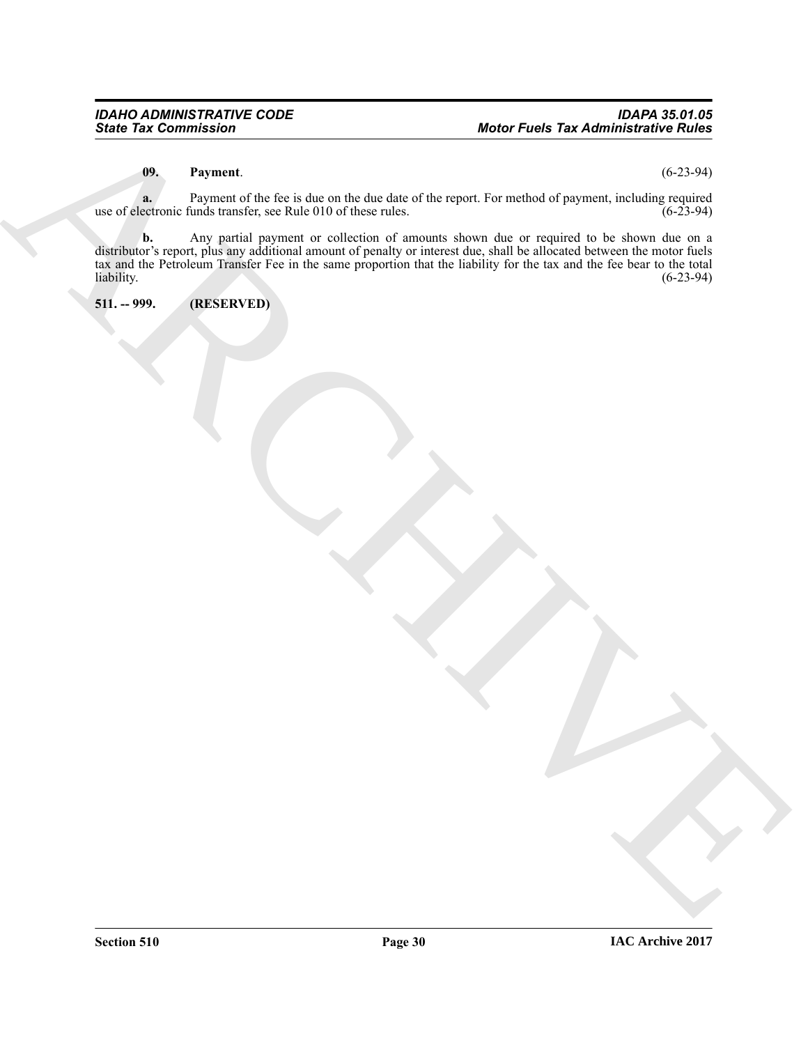**09. Payment.** (6-23-94)

**a.** Payment of the fee is due on the due date of the report. For method of payment, including required use of electronic funds transfer, see Rule 010 of these rules. (6-23-94)

**b.** Any partial payment or collection of amounts shown due or required to be shown due on a distributor's report, plus any additional amount of penalty or interest due, shall be allocated between the motor fuels tax and the Petroleum Transfer Fee in the same proportion that the liability for the tax and the fee bear to the total liability. (6-23-94)

**511. -- 999. (RESERVED)**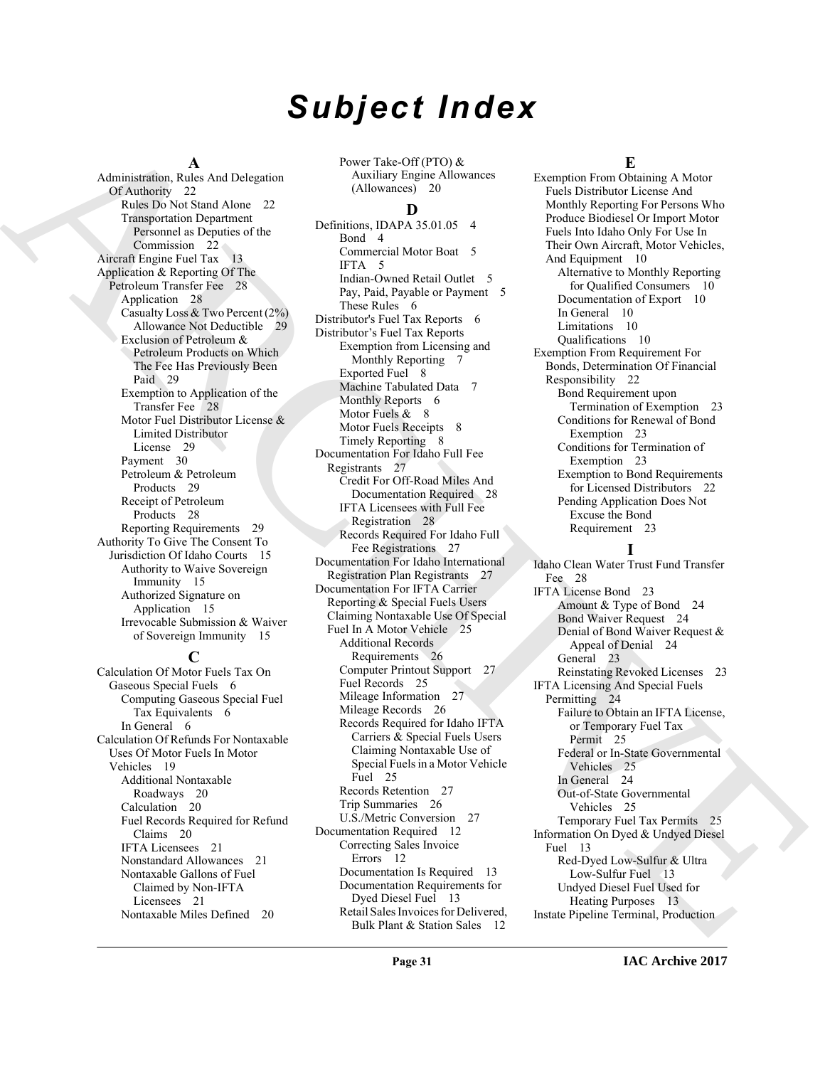# Subject Index

## A

Administration, Rules And Delegation Of Authority 22
- Rules Do Not Stand Alone 22
- Transportation Department Personnel as Deputies of the Commission 22

Aircraft Engine Fuel Tax 13

Application & Reporting Of The Petroleum Transfer Fee 28
- Application 28
- Casualty Loss & Two Percent (2%) Allowance Not Deductible 29
- Exclusion of Petroleum & Petroleum Products on Which The Fee Has Previously Been Paid 29
- Exemption to Application of the Transfer Fee 28
- Motor Fuel Distributor License & Limited Distributor License 29
- Payment 30
- Petroleum & Petroleum Products 29
- Receipt of Petroleum Products 28
- Reporting Requirements 29

Authority To Give The Consent To Jurisdiction Of Idaho Courts 15
- Authority to Waive Sovereign Immunity 15
- Authorized Signature on Application 15
- Irrevocable Submission & Waiver of Sovereign Immunity 15

## C

Calculation Of Motor Fuels Tax On Gaseous Special Fuels 6
- Computing Gaseous Special Fuel Tax Equivalents 6
- In General 6

Calculation Of Refunds For Nontaxable Uses Of Motor Fuels In Motor Vehicles 19
- Additional Nontaxable Roadways 20
- Calculation 20
- Fuel Records Required for Refund Claims 20
- IFTA Licensees 21
- Nonstandard Allowances 21
- Nontaxable Gallons of Fuel Claimed by Non-IFTA Licensees 21
- Nontaxable Miles Defined 20
- Power Take-Off (PTO) & Auxiliary Engine Allowances (Allowances) 20

## D

Definitions, IDAPA 35.01.05 4
- Bond 4
- Commercial Motor Boat 5
- IFTA 5
- Indian-Owned Retail Outlet 5
- Pay, Paid, Payable or Payment 5
- These Rules 6

Distributor's Fuel Tax Reports 6

Distributor's Fuel Tax Reports
- Exemption from Licensing and Monthly Reporting 7
- Exported Fuel 8
- Machine Tabulated Data 7
- Monthly Reports 6
- Motor Fuels & 8
- Motor Fuels Receipts 8
- Timely Reporting 8

Documentation For Idaho Full Fee Registrants 27
- Credit For Off-Road Miles And Documentation Required 28
- IFTA Licensees with Full Fee Registration 28
- Records Required For Idaho Full Fee Registrations 27

Documentation For Idaho International Registration Plan Registrants 27

Documentation For IFTA Carrier Reporting & Special Fuels Users Claiming Nontaxable Use Of Special Fuel In A Motor Vehicle 25
- Additional Records Requirements 26
- Computer Printout Support 27
- Fuel Records 25
- Mileage Information 27
- Mileage Records 26
- Records Required for Idaho IFTA Carriers & Special Fuels Users Claiming Nontaxable Use of Special Fuels in a Motor Vehicle Fuel 25
- Records Retention 27
- Trip Summaries 26
- U.S./Metric Conversion 27

Documentation Required 12
- Correcting Sales Invoice Errors 12
- Documentation Is Required 13
- Documentation Requirements for Dyed Diesel Fuel 13
- Retail Sales Invoices for Delivered, Bulk Plant & Station Sales 12

## E

Exemption From Obtaining A Motor Fuels Distributor License And Monthly Reporting For Persons Who Produce Biodiesel Or Import Motor Fuels Into Idaho Only For Use In Their Own Aircraft, Motor Vehicles, And Equipment 10
- Alternative to Monthly Reporting for Qualified Consumers 10
- Documentation of Export 10
- In General 10
- Limitations 10
- Qualifications 10

Exemption From Requirement For Bonds, Determination Of Financial Responsibility 22
- Bond Requirement upon Termination of Exemption 23
- Conditions for Renewal of Bond Exemption 23
- Conditions for Termination of Exemption 23
- Exemption to Bond Requirements for Licensed Distributors 22
- Pending Application Does Not Excuse the Bond Requirement 23

## I

Idaho Clean Water Trust Fund Transfer Fee 28

IFTA License Bond 23
- Amount & Type of Bond 24
- Bond Waiver Request 24
- Denial of Bond Waiver Request & Appeal of Denial 24
- General 23
- Reinstating Revoked Licenses 23

IFTA Licensing And Special Fuels Permitting 24
- Failure to Obtain an IFTA License, or Temporary Fuel Tax Permit 25
- Federal or In-State Governmental Vehicles 25
- In General 24
- Out-of-State Governmental Vehicles 25
- Temporary Fuel Tax Permits 25

Information On Dyed & Undyed Diesel Fuel 13
- Red-Dyed Low-Sulfur & Ultra Low-Sulfur Fuel 13
- Undyed Diesel Fuel Used for Heating Purposes 13

Instate Pipeline Terminal, Production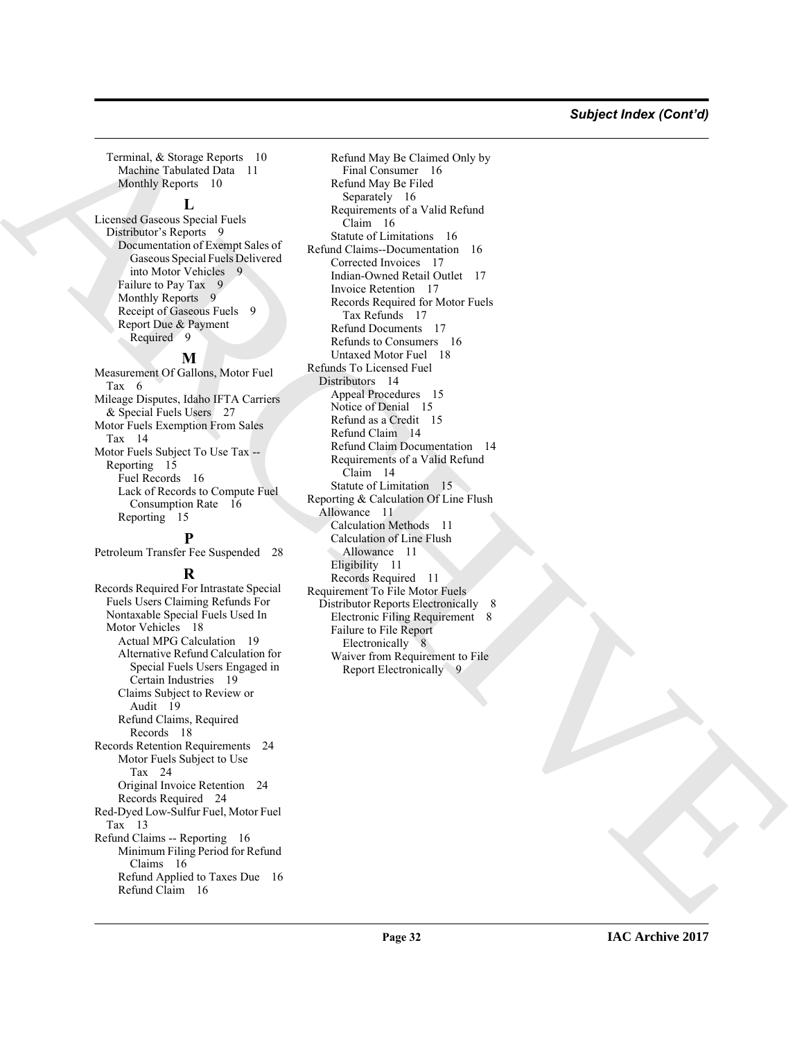Terminal, & Storage Reports 10
- Machine Tabulated Data 11
- Monthly Reports 10

**L**

Licensed Gaseous Special Fuels Distributor's Reports 9
- Documentation of Exempt Sales of Gaseous Special Fuels Delivered into Motor Vehicles 9
- Failure to Pay Tax 9
- Monthly Reports 9
- Receipt of Gaseous Fuels 9
- Report Due & Payment Required 9

**M**

Measurement Of Gallons, Motor Fuel Tax 6

Mileage Disputes, Idaho IFTA Carriers & Special Fuels Users 27

Motor Fuels Exemption From Sales Tax 14

Motor Fuels Subject To Use Tax -- Reporting 15
- Fuel Records 16
- Lack of Records to Compute Fuel Consumption Rate 16
- Reporting 15

**P**

Petroleum Transfer Fee Suspended 28

**R**

Records Required For Intrastate Special Fuels Users Claiming Refunds For Nontaxable Special Fuels Used In Motor Vehicles 18
- Actual MPG Calculation 19
- Alternative Refund Calculation for Special Fuels Users Engaged in Certain Industries 19
- Claims Subject to Review or Audit 19
- Refund Claims, Required Records 18

Records Retention Requirements 24
- Motor Fuels Subject to Use Tax 24
- Original Invoice Retention 24
- Records Required 24

Red-Dyed Low-Sulfur Fuel, Motor Fuel Tax 13

Refund Claims -- Reporting 16
- Minimum Filing Period for Refund Claims 16
- Refund Applied to Taxes Due 16
- Refund Claim 16
- Refund May Be Claimed Only by Final Consumer 16
- Refund May Be Filed Separately 16
- Requirements of a Valid Refund Claim 16
- Statute of Limitations 16

Refund Claims--Documentation 16
- Corrected Invoices 17
- Indian-Owned Retail Outlet 17
- Invoice Retention 17
- Records Required for Motor Fuels Tax Refunds 17
- Refund Documents 17
- Refunds to Consumers 16
- Untaxed Motor Fuel 18

Refunds To Licensed Fuel Distributors 14
- Appeal Procedures 15
- Notice of Denial 15
- Refund as a Credit 15
- Refund Claim 14
- Refund Claim Documentation 14
- Requirements of a Valid Refund Claim 14
- Statute of Limitation 15

Reporting & Calculation Of Line Flush Allowance 11
- Calculation Methods 11
- Calculation of Line Flush Allowance 11
- Eligibility 11
- Records Required 11

Requirement To File Motor Fuels Distributor Reports Electronically 8
- Electronic Filing Requirement 8
- Failure to File Report Electronically 8
- Waiver from Requirement to File Report Electronically 9